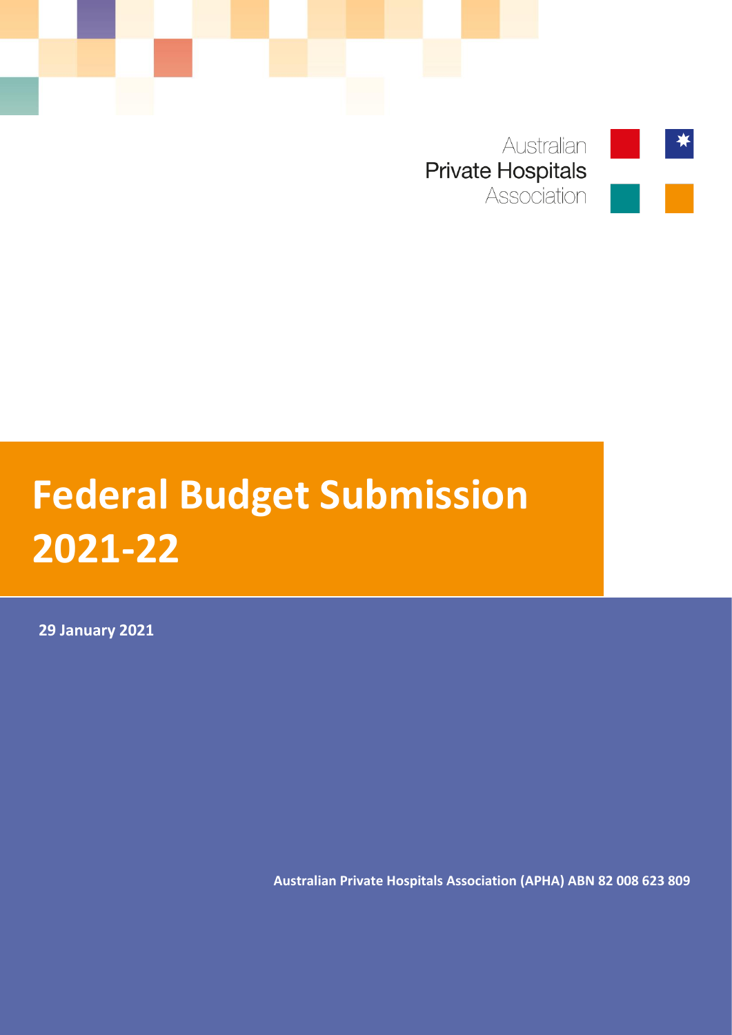Australian
Private Hospitals
Association

# Federal Budget Submission 2021-22

**29 January 2021**

**Australian Private Hospitals Association (APHA) ABN 82 008 623 809**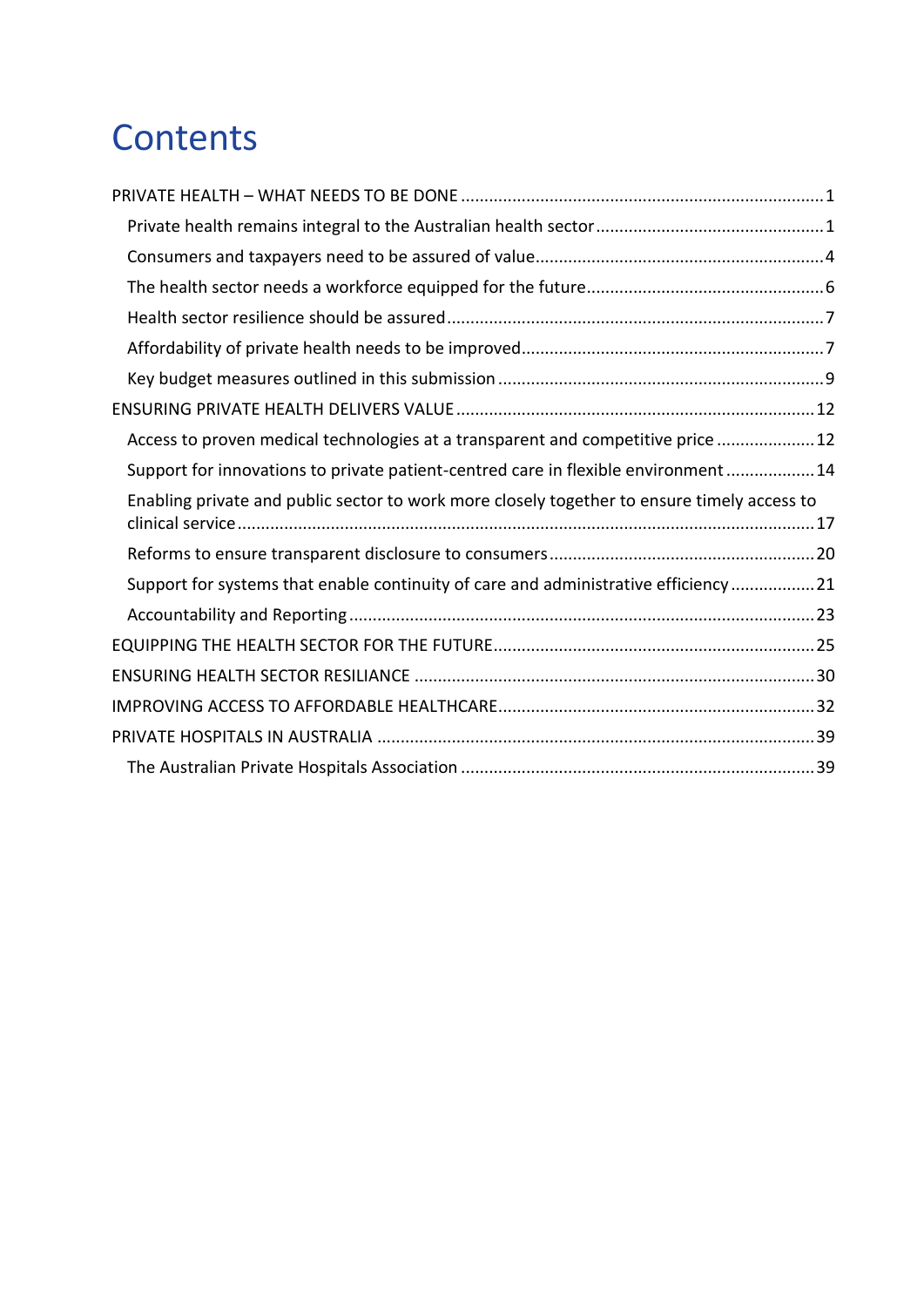# Contents

PRIVATE HEALTH – WHAT NEEDS TO BE DONE ........................................................................ 1

- Private health remains integral to the Australian health sector ................................................ 1
- Consumers and taxpayers need to be assured of value ............................................................. 4
- The health sector needs a workforce equipped for the future .................................................. 6
- Health sector resilience should be assured ................................................................................ 7
- Affordability of private health needs to be improved ................................................................ 7
- Key budget measures outlined in this submission ..................................................................... 9

ENSURING PRIVATE HEALTH DELIVERS VALUE ........................................................................... 12

- Access to proven medical technologies at a transparent and competitive price ..................... 12
- Support for innovations to private patient-centred care in flexible environment .................. 14
- Enabling private and public sector to work more closely together to ensure timely access to clinical service .................................................................................................................. 17
- Reforms to ensure transparent disclosure to consumers ......................................................... 20
- Support for systems that enable continuity of care and administrative efficiency ................. 21
- Accountability and Reporting ................................................................................................... 23

EQUIPPING THE HEALTH SECTOR FOR THE FUTURE .................................................................... 25

ENSURING HEALTH SECTOR RESILIANCE ..................................................................................... 30

IMPROVING ACCESS TO AFFORDABLE HEALTHCARE ................................................................... 32

PRIVATE HOSPITALS IN AUSTRALIA ............................................................................................. 39

- The Australian Private Hospitals Association ........................................................................... 39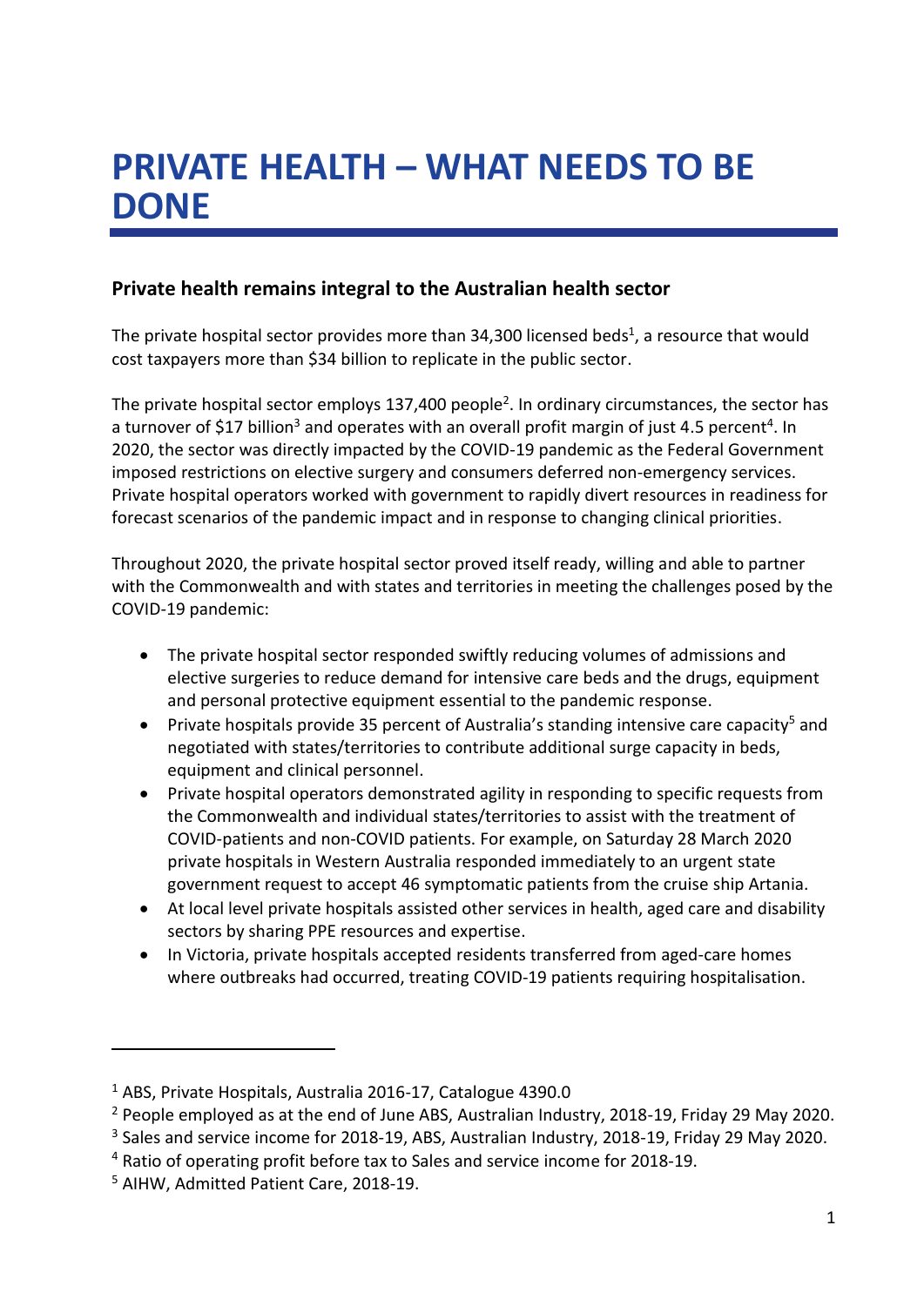# PRIVATE HEALTH – WHAT NEEDS TO BE DONE

## Private health remains integral to the Australian health sector

The private hospital sector provides more than 34,300 licensed beds[1], a resource that would cost taxpayers more than $34 billion to replicate in the public sector.

The private hospital sector employs 137,400 people[2]. In ordinary circumstances, the sector has a turnover of $17 billion[3] and operates with an overall profit margin of just 4.5 percent[4]. In 2020, the sector was directly impacted by the COVID-19 pandemic as the Federal Government imposed restrictions on elective surgery and consumers deferred non-emergency services. Private hospital operators worked with government to rapidly divert resources in readiness for forecast scenarios of the pandemic impact and in response to changing clinical priorities.

Throughout 2020, the private hospital sector proved itself ready, willing and able to partner with the Commonwealth and with states and territories in meeting the challenges posed by the COVID-19 pandemic:

- The private hospital sector responded swiftly reducing volumes of admissions and elective surgeries to reduce demand for intensive care beds and the drugs, equipment and personal protective equipment essential to the pandemic response.
- Private hospitals provide 35 percent of Australia's standing intensive care capacity[5] and negotiated with states/territories to contribute additional surge capacity in beds, equipment and clinical personnel.
- Private hospital operators demonstrated agility in responding to specific requests from the Commonwealth and individual states/territories to assist with the treatment of COVID-patients and non-COVID patients. For example, on Saturday 28 March 2020 private hospitals in Western Australia responded immediately to an urgent state government request to accept 46 symptomatic patients from the cruise ship Artania.
- At local level private hospitals assisted other services in health, aged care and disability sectors by sharing PPE resources and expertise.
- In Victoria, private hospitals accepted residents transferred from aged-care homes where outbreaks had occurred, treating COVID-19 patients requiring hospitalisation.

---

[1] ABS, Private Hospitals, Australia 2016-17, Catalogue 4390.0

[2] People employed as at the end of June ABS, Australian Industry, 2018-19, Friday 29 May 2020.

[3] Sales and service income for 2018-19, ABS, Australian Industry, 2018-19, Friday 29 May 2020.

[4] Ratio of operating profit before tax to Sales and service income for 2018-19.

[5] AIHW, Admitted Patient Care, 2018-19.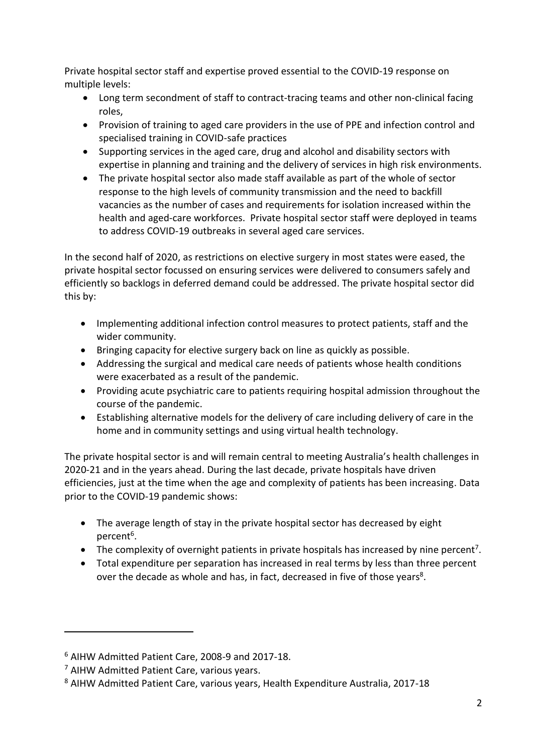Private hospital sector staff and expertise proved essential to the COVID-19 response on multiple levels:

- Long term secondment of staff to contract-tracing teams and other non-clinical facing roles,
- Provision of training to aged care providers in the use of PPE and infection control and specialised training in COVID-safe practices
- Supporting services in the aged care, drug and alcohol and disability sectors with expertise in planning and training and the delivery of services in high risk environments.
- The private hospital sector also made staff available as part of the whole of sector response to the high levels of community transmission and the need to backfill vacancies as the number of cases and requirements for isolation increased within the health and aged-care workforces. Private hospital sector staff were deployed in teams to address COVID-19 outbreaks in several aged care services.

In the second half of 2020, as restrictions on elective surgery in most states were eased, the private hospital sector focussed on ensuring services were delivered to consumers safely and efficiently so backlogs in deferred demand could be addressed. The private hospital sector did this by:

- Implementing additional infection control measures to protect patients, staff and the wider community.
- Bringing capacity for elective surgery back on line as quickly as possible.
- Addressing the surgical and medical care needs of patients whose health conditions were exacerbated as a result of the pandemic.
- Providing acute psychiatric care to patients requiring hospital admission throughout the course of the pandemic.
- Establishing alternative models for the delivery of care including delivery of care in the home and in community settings and using virtual health technology.

The private hospital sector is and will remain central to meeting Australia's health challenges in 2020-21 and in the years ahead. During the last decade, private hospitals have driven efficiencies, just at the time when the age and complexity of patients has been increasing. Data prior to the COVID-19 pandemic shows:

- The average length of stay in the private hospital sector has decreased by eight percent[6].
- The complexity of overnight patients in private hospitals has increased by nine percent[7].
- Total expenditure per separation has increased in real terms by less than three percent over the decade as whole and has, in fact, decreased in five of those years[8].

---

[6] AIHW Admitted Patient Care, 2008-9 and 2017-18.

[7] AIHW Admitted Patient Care, various years.

[8] AIHW Admitted Patient Care, various years, Health Expenditure Australia, 2017-18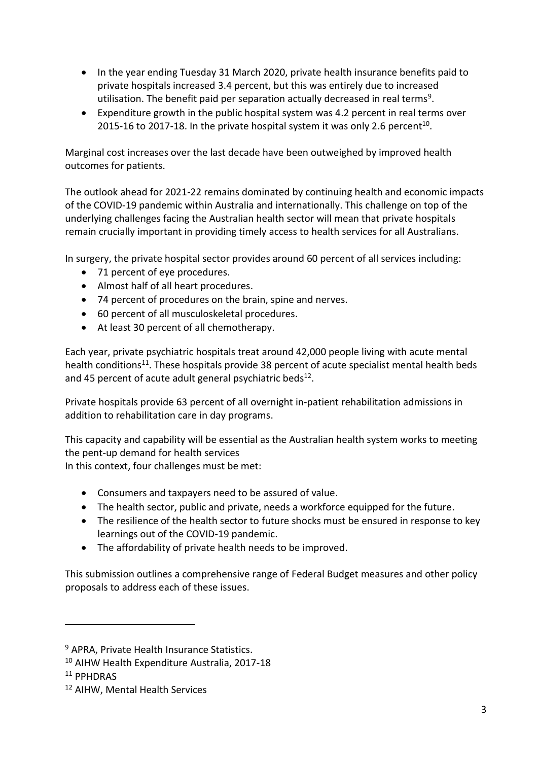- In the year ending Tuesday 31 March 2020, private health insurance benefits paid to private hospitals increased 3.4 percent, but this was entirely due to increased utilisation. The benefit paid per separation actually decreased in real terms[9].
- Expenditure growth in the public hospital system was 4.2 percent in real terms over 2015-16 to 2017-18. In the private hospital system it was only 2.6 percent[10].

Marginal cost increases over the last decade have been outweighed by improved health outcomes for patients.

The outlook ahead for 2021-22 remains dominated by continuing health and economic impacts of the COVID-19 pandemic within Australia and internationally. This challenge on top of the underlying challenges facing the Australian health sector will mean that private hospitals remain crucially important in providing timely access to health services for all Australians.

In surgery, the private hospital sector provides around 60 percent of all services including:

- 71 percent of eye procedures.
- Almost half of all heart procedures.
- 74 percent of procedures on the brain, spine and nerves.
- 60 percent of all musculoskeletal procedures.
- At least 30 percent of all chemotherapy.

Each year, private psychiatric hospitals treat around 42,000 people living with acute mental health conditions[11]. These hospitals provide 38 percent of acute specialist mental health beds and 45 percent of acute adult general psychiatric beds[12].

Private hospitals provide 63 percent of all overnight in-patient rehabilitation admissions in addition to rehabilitation care in day programs.

This capacity and capability will be essential as the Australian health system works to meeting the pent-up demand for health services
In this context, four challenges must be met:

- Consumers and taxpayers need to be assured of value.
- The health sector, public and private, needs a workforce equipped for the future.
- The resilience of the health sector to future shocks must be ensured in response to key learnings out of the COVID-19 pandemic.
- The affordability of private health needs to be improved.

This submission outlines a comprehensive range of Federal Budget measures and other policy proposals to address each of these issues.

---

[9] APRA, Private Health Insurance Statistics.

[10] AIHW Health Expenditure Australia, 2017-18

[11] PPHDRAS

[12] AIHW, Mental Health Services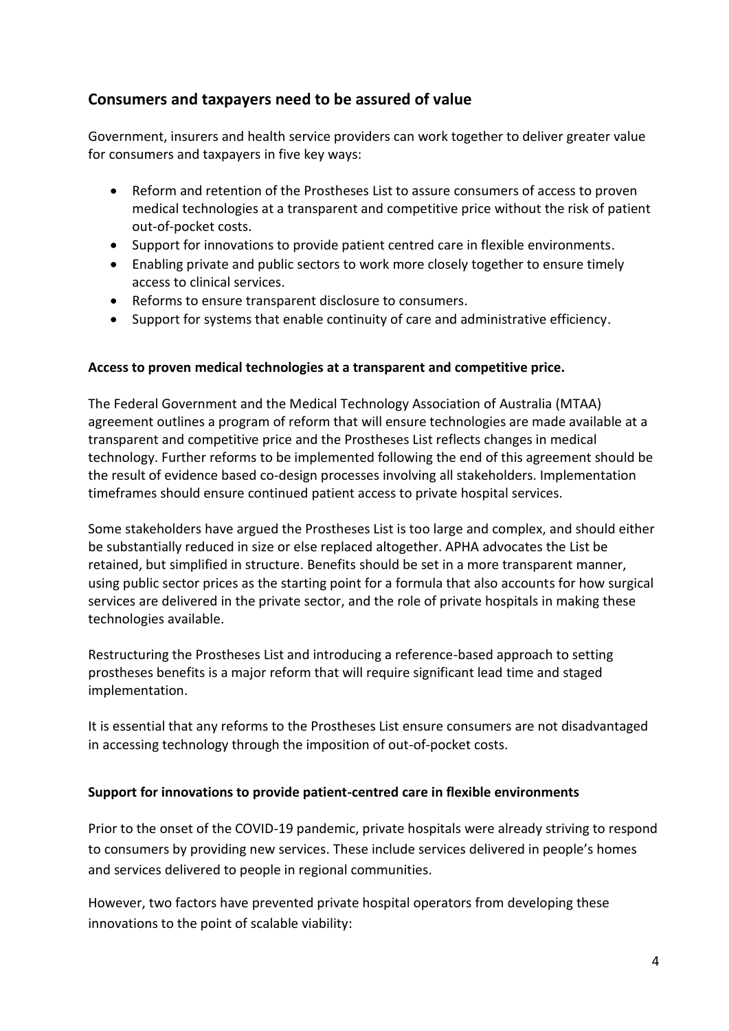## Consumers and taxpayers need to be assured of value

Government, insurers and health service providers can work together to deliver greater value for consumers and taxpayers in five key ways:

- Reform and retention of the Prostheses List to assure consumers of access to proven medical technologies at a transparent and competitive price without the risk of patient out-of-pocket costs.
- Support for innovations to provide patient centred care in flexible environments.
- Enabling private and public sectors to work more closely together to ensure timely access to clinical services.
- Reforms to ensure transparent disclosure to consumers.
- Support for systems that enable continuity of care and administrative efficiency.

**Access to proven medical technologies at a transparent and competitive price.**

The Federal Government and the Medical Technology Association of Australia (MTAA) agreement outlines a program of reform that will ensure technologies are made available at a transparent and competitive price and the Prostheses List reflects changes in medical technology. Further reforms to be implemented following the end of this agreement should be the result of evidence based co-design processes involving all stakeholders. Implementation timeframes should ensure continued patient access to private hospital services.

Some stakeholders have argued the Prostheses List is too large and complex, and should either be substantially reduced in size or else replaced altogether. APHA advocates the List be retained, but simplified in structure. Benefits should be set in a more transparent manner, using public sector prices as the starting point for a formula that also accounts for how surgical services are delivered in the private sector, and the role of private hospitals in making these technologies available.

Restructuring the Prostheses List and introducing a reference-based approach to setting prostheses benefits is a major reform that will require significant lead time and staged implementation.

It is essential that any reforms to the Prostheses List ensure consumers are not disadvantaged in accessing technology through the imposition of out-of-pocket costs.

**Support for innovations to provide patient-centred care in flexible environments**

Prior to the onset of the COVID-19 pandemic, private hospitals were already striving to respond to consumers by providing new services. These include services delivered in people's homes and services delivered to people in regional communities.

However, two factors have prevented private hospital operators from developing these innovations to the point of scalable viability: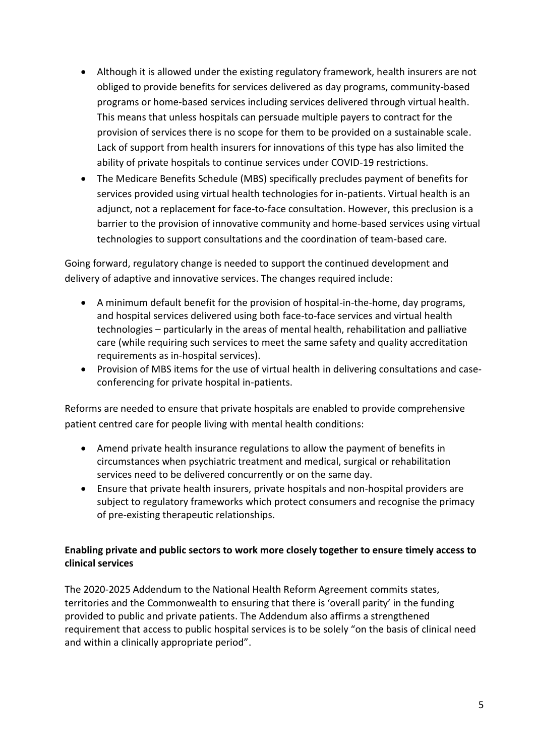- Although it is allowed under the existing regulatory framework, health insurers are not obliged to provide benefits for services delivered as day programs, community-based programs or home-based services including services delivered through virtual health. This means that unless hospitals can persuade multiple payers to contract for the provision of services there is no scope for them to be provided on a sustainable scale. Lack of support from health insurers for innovations of this type has also limited the ability of private hospitals to continue services under COVID-19 restrictions.
- The Medicare Benefits Schedule (MBS) specifically precludes payment of benefits for services provided using virtual health technologies for in-patients. Virtual health is an adjunct, not a replacement for face-to-face consultation. However, this preclusion is a barrier to the provision of innovative community and home-based services using virtual technologies to support consultations and the coordination of team-based care.

Going forward, regulatory change is needed to support the continued development and delivery of adaptive and innovative services. The changes required include:

- A minimum default benefit for the provision of hospital-in-the-home, day programs, and hospital services delivered using both face-to-face services and virtual health technologies – particularly in the areas of mental health, rehabilitation and palliative care (while requiring such services to meet the same safety and quality accreditation requirements as in-hospital services).
- Provision of MBS items for the use of virtual health in delivering consultations and case-conferencing for private hospital in-patients.

Reforms are needed to ensure that private hospitals are enabled to provide comprehensive patient centred care for people living with mental health conditions:

- Amend private health insurance regulations to allow the payment of benefits in circumstances when psychiatric treatment and medical, surgical or rehabilitation services need to be delivered concurrently or on the same day.
- Ensure that private health insurers, private hospitals and non-hospital providers are subject to regulatory frameworks which protect consumers and recognise the primacy of pre-existing therapeutic relationships.

**Enabling private and public sectors to work more closely together to ensure timely access to clinical services**

The 2020-2025 Addendum to the National Health Reform Agreement commits states, territories and the Commonwealth to ensuring that there is 'overall parity' in the funding provided to public and private patients. The Addendum also affirms a strengthened requirement that access to public hospital services is to be solely "on the basis of clinical need and within a clinically appropriate period".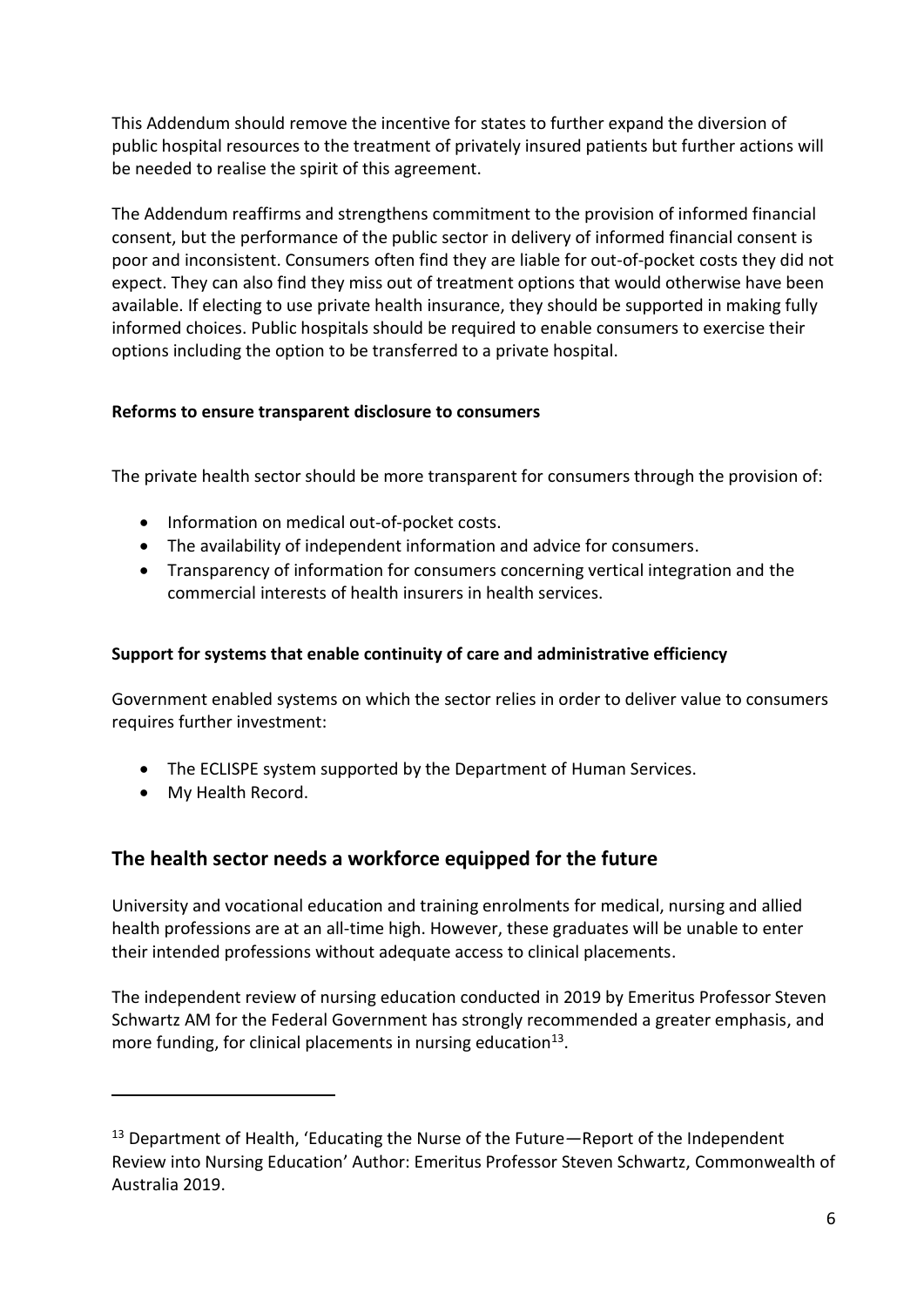This Addendum should remove the incentive for states to further expand the diversion of public hospital resources to the treatment of privately insured patients but further actions will be needed to realise the spirit of this agreement.

The Addendum reaffirms and strengthens commitment to the provision of informed financial consent, but the performance of the public sector in delivery of informed financial consent is poor and inconsistent. Consumers often find they are liable for out-of-pocket costs they did not expect. They can also find they miss out of treatment options that would otherwise have been available. If electing to use private health insurance, they should be supported in making fully informed choices. Public hospitals should be required to enable consumers to exercise their options including the option to be transferred to a private hospital.

**Reforms to ensure transparent disclosure to consumers**

The private health sector should be more transparent for consumers through the provision of:

- Information on medical out-of-pocket costs.
- The availability of independent information and advice for consumers.
- Transparency of information for consumers concerning vertical integration and the commercial interests of health insurers in health services.

**Support for systems that enable continuity of care and administrative efficiency**

Government enabled systems on which the sector relies in order to deliver value to consumers requires further investment:

- The ECLISPE system supported by the Department of Human Services.
- My Health Record.

## The health sector needs a workforce equipped for the future

University and vocational education and training enrolments for medical, nursing and allied health professions are at an all-time high. However, these graduates will be unable to enter their intended professions without adequate access to clinical placements.

The independent review of nursing education conducted in 2019 by Emeritus Professor Steven Schwartz AM for the Federal Government has strongly recommended a greater emphasis, and more funding, for clinical placements in nursing education[13].

---

[13] Department of Health, 'Educating the Nurse of the Future—Report of the Independent Review into Nursing Education' Author: Emeritus Professor Steven Schwartz, Commonwealth of Australia 2019.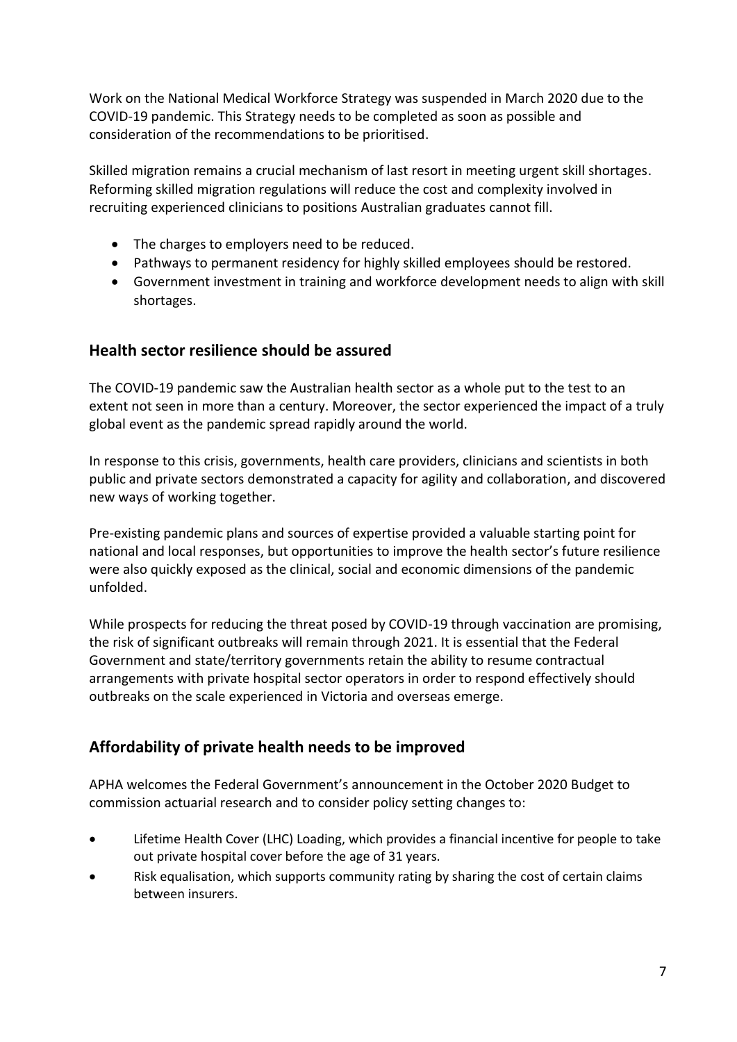Work on the National Medical Workforce Strategy was suspended in March 2020 due to the COVID-19 pandemic. This Strategy needs to be completed as soon as possible and consideration of the recommendations to be prioritised.

Skilled migration remains a crucial mechanism of last resort in meeting urgent skill shortages. Reforming skilled migration regulations will reduce the cost and complexity involved in recruiting experienced clinicians to positions Australian graduates cannot fill.

- The charges to employers need to be reduced.
- Pathways to permanent residency for highly skilled employees should be restored.
- Government investment in training and workforce development needs to align with skill shortages.

## Health sector resilience should be assured

The COVID-19 pandemic saw the Australian health sector as a whole put to the test to an extent not seen in more than a century. Moreover, the sector experienced the impact of a truly global event as the pandemic spread rapidly around the world.

In response to this crisis, governments, health care providers, clinicians and scientists in both public and private sectors demonstrated a capacity for agility and collaboration, and discovered new ways of working together.

Pre-existing pandemic plans and sources of expertise provided a valuable starting point for national and local responses, but opportunities to improve the health sector's future resilience were also quickly exposed as the clinical, social and economic dimensions of the pandemic unfolded.

While prospects for reducing the threat posed by COVID-19 through vaccination are promising, the risk of significant outbreaks will remain through 2021. It is essential that the Federal Government and state/territory governments retain the ability to resume contractual arrangements with private hospital sector operators in order to respond effectively should outbreaks on the scale experienced in Victoria and overseas emerge.

## Affordability of private health needs to be improved

APHA welcomes the Federal Government's announcement in the October 2020 Budget to commission actuarial research and to consider policy setting changes to:

- Lifetime Health Cover (LHC) Loading, which provides a financial incentive for people to take out private hospital cover before the age of 31 years.
- Risk equalisation, which supports community rating by sharing the cost of certain claims between insurers.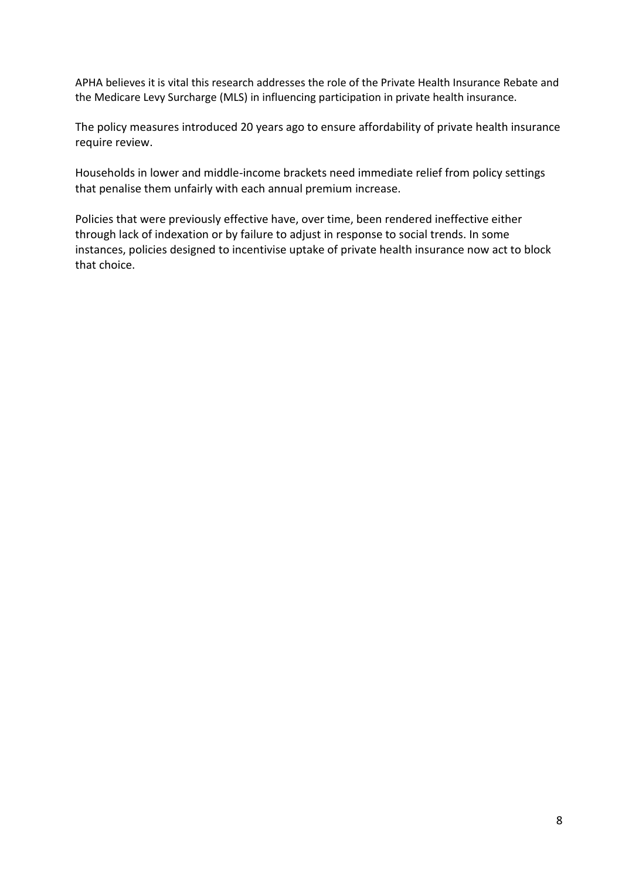APHA believes it is vital this research addresses the role of the Private Health Insurance Rebate and the Medicare Levy Surcharge (MLS) in influencing participation in private health insurance.

The policy measures introduced 20 years ago to ensure affordability of private health insurance require review.

Households in lower and middle-income brackets need immediate relief from policy settings that penalise them unfairly with each annual premium increase.

Policies that were previously effective have, over time, been rendered ineffective either through lack of indexation or by failure to adjust in response to social trends. In some instances, policies designed to incentivise uptake of private health insurance now act to block that choice.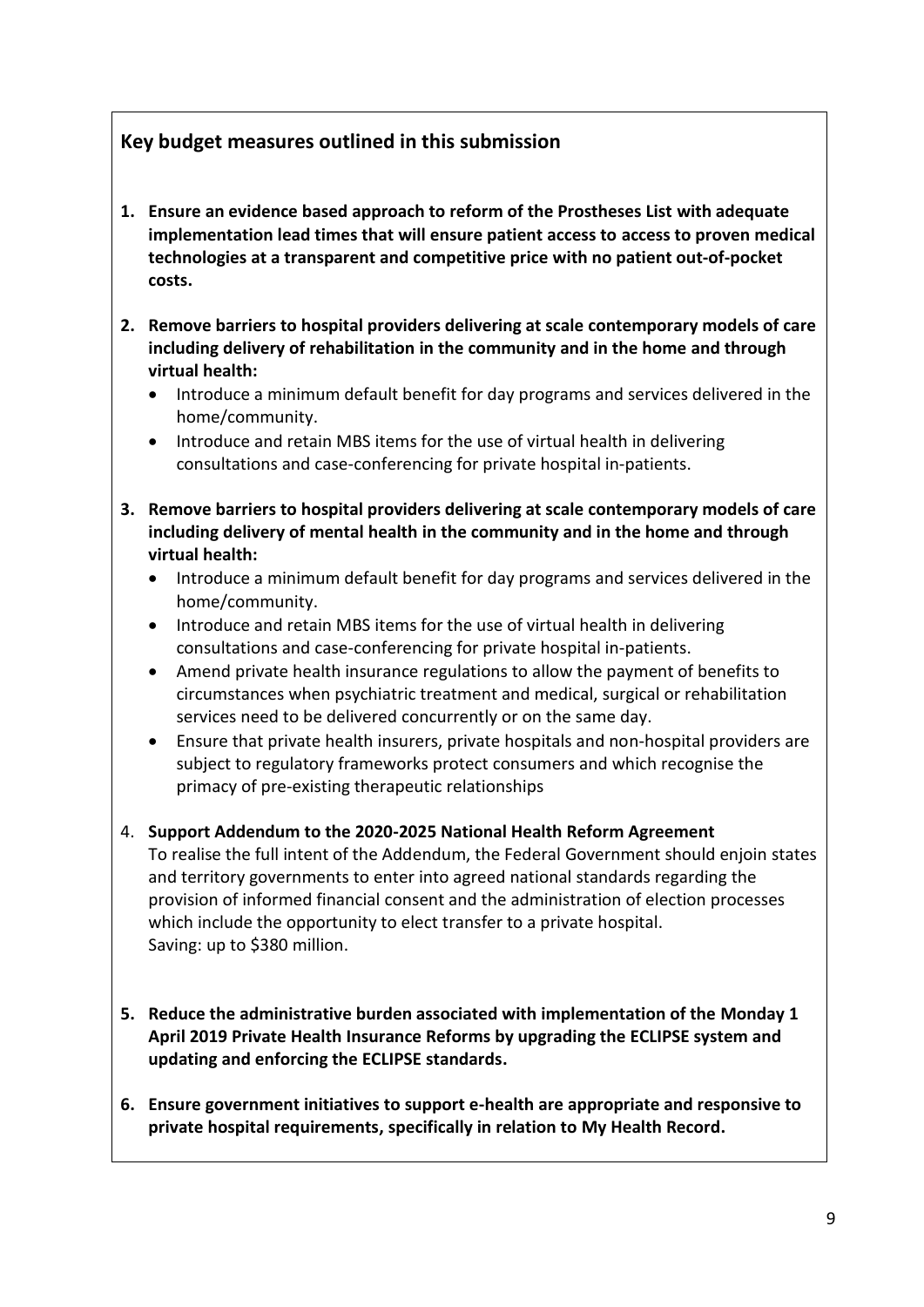## Key budget measures outlined in this submission

1. **Ensure an evidence based approach to reform of the Prostheses List with adequate implementation lead times that will ensure patient access to access to proven medical technologies at a transparent and competitive price with no patient out-of-pocket costs.**

2. **Remove barriers to hospital providers delivering at scale contemporary models of care including delivery of rehabilitation in the community and in the home and through virtual health:**
   - Introduce a minimum default benefit for day programs and services delivered in the home/community.
   - Introduce and retain MBS items for the use of virtual health in delivering consultations and case-conferencing for private hospital in-patients.

3. **Remove barriers to hospital providers delivering at scale contemporary models of care including delivery of mental health in the community and in the home and through virtual health:**
   - Introduce a minimum default benefit for day programs and services delivered in the home/community.
   - Introduce and retain MBS items for the use of virtual health in delivering consultations and case-conferencing for private hospital in-patients.
   - Amend private health insurance regulations to allow the payment of benefits to circumstances when psychiatric treatment and medical, surgical or rehabilitation services need to be delivered concurrently or on the same day.
   - Ensure that private health insurers, private hospitals and non-hospital providers are subject to regulatory frameworks protect consumers and which recognise the primacy of pre-existing therapeutic relationships

4. **Support Addendum to the 2020-2025 National Health Reform Agreement**
   To realise the full intent of the Addendum, the Federal Government should enjoin states and territory governments to enter into agreed national standards regarding the provision of informed financial consent and the administration of election processes which include the opportunity to elect transfer to a private hospital.
   Saving: up to $380 million.

5. **Reduce the administrative burden associated with implementation of the Monday 1 April 2019 Private Health Insurance Reforms by upgrading the ECLIPSE system and updating and enforcing the ECLIPSE standards.**

6. **Ensure government initiatives to support e-health are appropriate and responsive to private hospital requirements, specifically in relation to My Health Record.**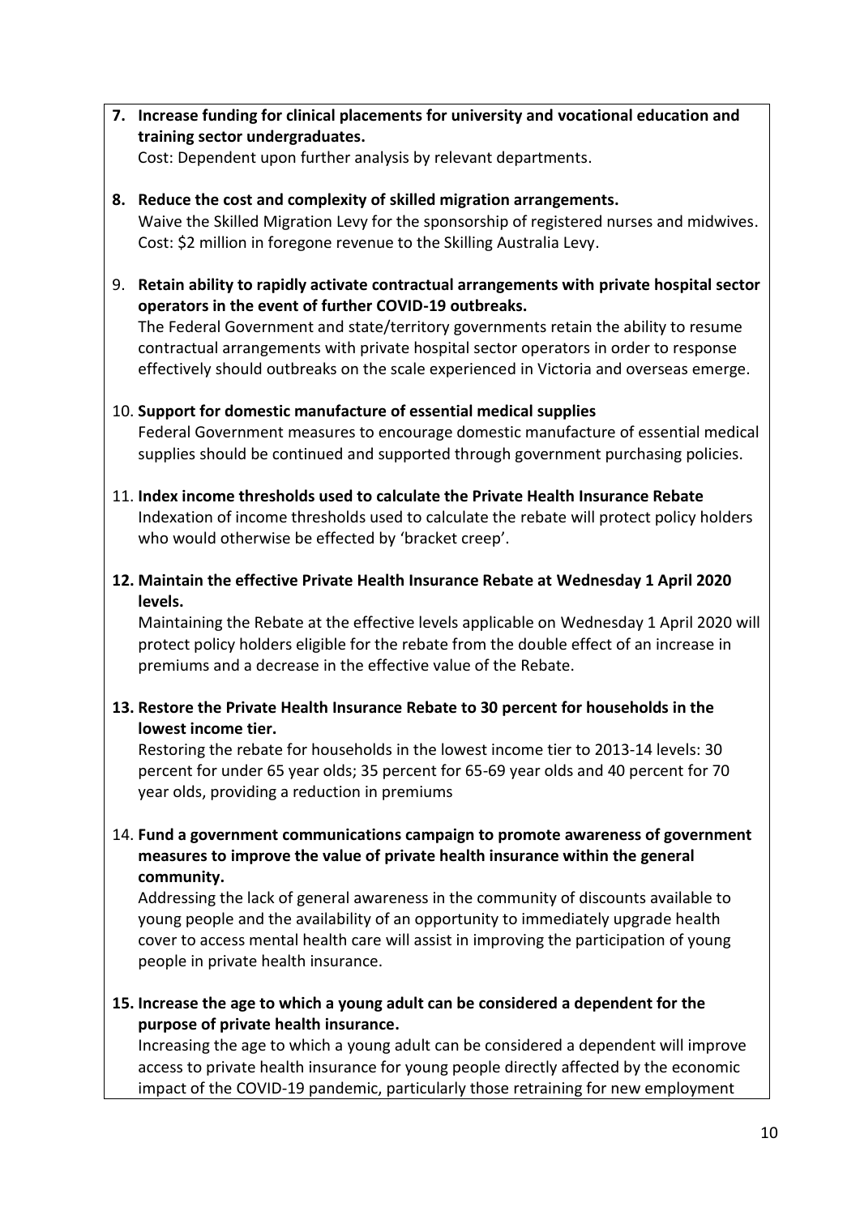7. **Increase funding for clinical placements for university and vocational education and training sector undergraduates.**
   Cost: Dependent upon further analysis by relevant departments.

8. **Reduce the cost and complexity of skilled migration arrangements.**
   Waive the Skilled Migration Levy for the sponsorship of registered nurses and midwives. Cost: $2 million in foregone revenue to the Skilling Australia Levy.

9. **Retain ability to rapidly activate contractual arrangements with private hospital sector operators in the event of further COVID-19 outbreaks.**
   The Federal Government and state/territory governments retain the ability to resume contractual arrangements with private hospital sector operators in order to response effectively should outbreaks on the scale experienced in Victoria and overseas emerge.

10. **Support for domestic manufacture of essential medical supplies**
    Federal Government measures to encourage domestic manufacture of essential medical supplies should be continued and supported through government purchasing policies.

11. **Index income thresholds used to calculate the Private Health Insurance Rebate**
    Indexation of income thresholds used to calculate the rebate will protect policy holders who would otherwise be effected by 'bracket creep'.

12. **Maintain the effective Private Health Insurance Rebate at Wednesday 1 April 2020 levels.**
    Maintaining the Rebate at the effective levels applicable on Wednesday 1 April 2020 will protect policy holders eligible for the rebate from the double effect of an increase in premiums and a decrease in the effective value of the Rebate.

13. **Restore the Private Health Insurance Rebate to 30 percent for households in the lowest income tier.**
    Restoring the rebate for households in the lowest income tier to 2013-14 levels: 30 percent for under 65 year olds; 35 percent for 65-69 year olds and 40 percent for 70 year olds, providing a reduction in premiums

14. **Fund a government communications campaign to promote awareness of government measures to improve the value of private health insurance within the general community.**
    Addressing the lack of general awareness in the community of discounts available to young people and the availability of an opportunity to immediately upgrade health cover to access mental health care will assist in improving the participation of young people in private health insurance.

15. **Increase the age to which a young adult can be considered a dependent for the purpose of private health insurance.**
    Increasing the age to which a young adult can be considered a dependent will improve access to private health insurance for young people directly affected by the economic impact of the COVID-19 pandemic, particularly those retraining for new employment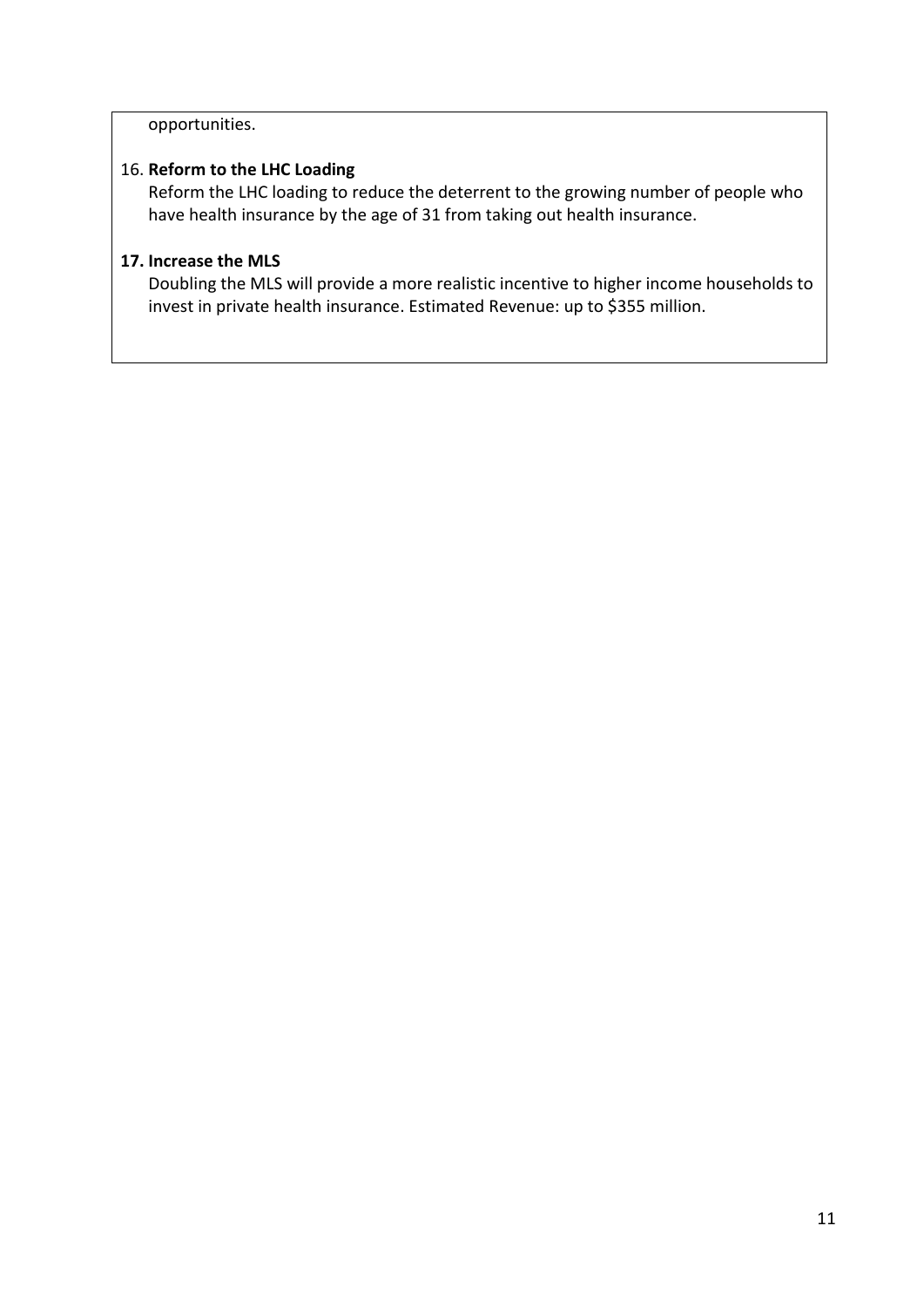opportunities.

16. **Reform to the LHC Loading**
    Reform the LHC loading to reduce the deterrent to the growing number of people who have health insurance by the age of 31 from taking out health insurance.

17. **Increase the MLS**
    Doubling the MLS will provide a more realistic incentive to higher income households to invest in private health insurance. Estimated Revenue: up to $355 million.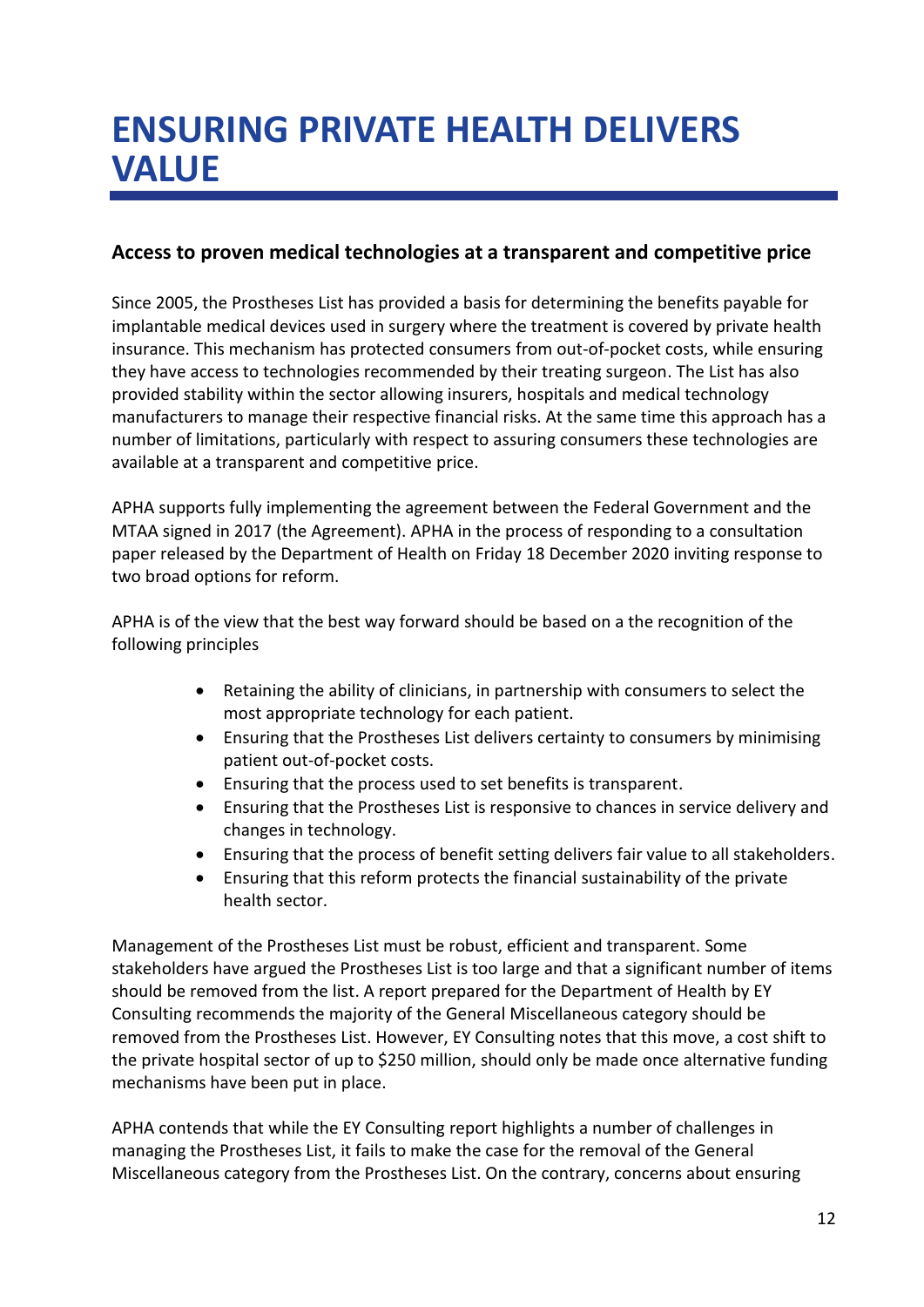# ENSURING PRIVATE HEALTH DELIVERS VALUE

### Access to proven medical technologies at a transparent and competitive price

Since 2005, the Prostheses List has provided a basis for determining the benefits payable for implantable medical devices used in surgery where the treatment is covered by private health insurance. This mechanism has protected consumers from out-of-pocket costs, while ensuring they have access to technologies recommended by their treating surgeon. The List has also provided stability within the sector allowing insurers, hospitals and medical technology manufacturers to manage their respective financial risks. At the same time this approach has a number of limitations, particularly with respect to assuring consumers these technologies are available at a transparent and competitive price.

APHA supports fully implementing the agreement between the Federal Government and the MTAA signed in 2017 (the Agreement). APHA in the process of responding to a consultation paper released by the Department of Health on Friday 18 December 2020 inviting response to two broad options for reform.

APHA is of the view that the best way forward should be based on a the recognition of the following principles

- Retaining the ability of clinicians, in partnership with consumers to select the most appropriate technology for each patient.
- Ensuring that the Prostheses List delivers certainty to consumers by minimising patient out-of-pocket costs.
- Ensuring that the process used to set benefits is transparent.
- Ensuring that the Prostheses List is responsive to chances in service delivery and changes in technology.
- Ensuring that the process of benefit setting delivers fair value to all stakeholders.
- Ensuring that this reform protects the financial sustainability of the private health sector.

Management of the Prostheses List must be robust, efficient and transparent. Some stakeholders have argued the Prostheses List is too large and that a significant number of items should be removed from the list. A report prepared for the Department of Health by EY Consulting recommends the majority of the General Miscellaneous category should be removed from the Prostheses List. However, EY Consulting notes that this move, a cost shift to the private hospital sector of up to $250 million, should only be made once alternative funding mechanisms have been put in place.

APHA contends that while the EY Consulting report highlights a number of challenges in managing the Prostheses List, it fails to make the case for the removal of the General Miscellaneous category from the Prostheses List. On the contrary, concerns about ensuring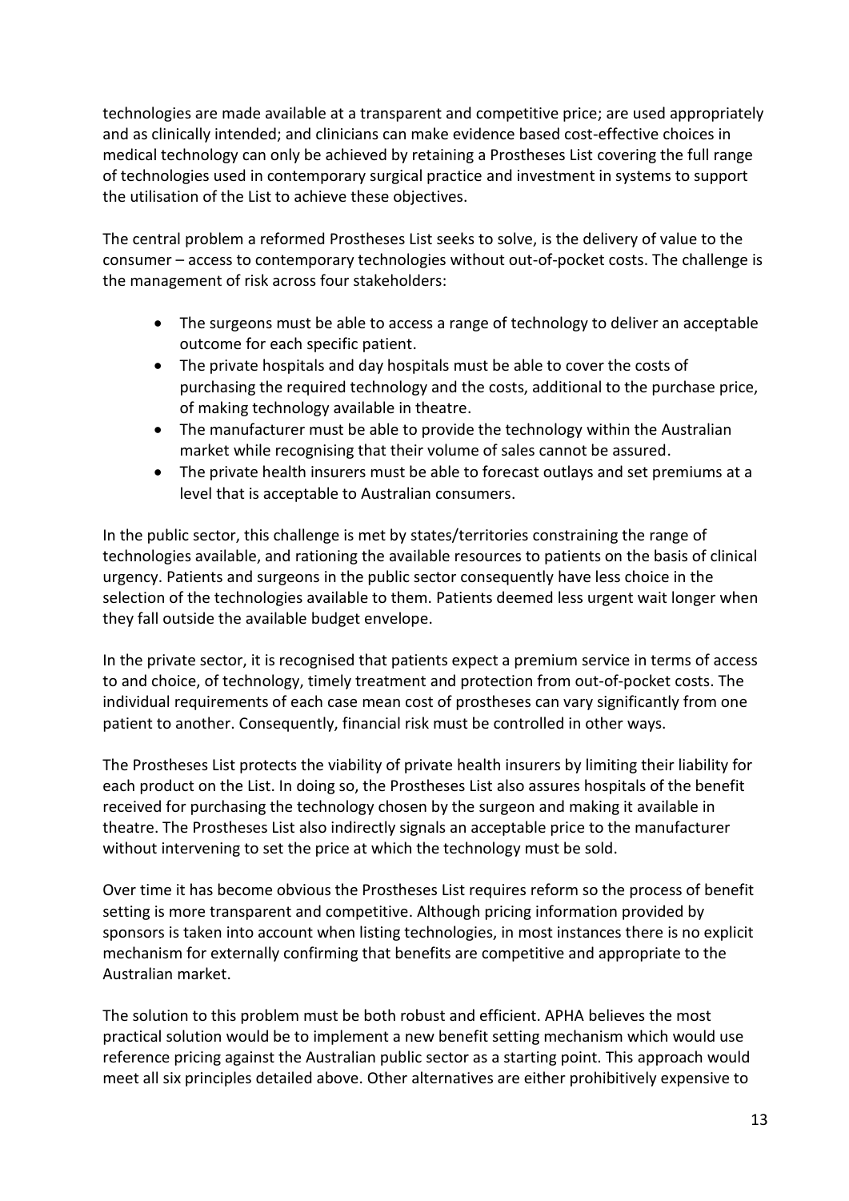technologies are made available at a transparent and competitive price; are used appropriately and as clinically intended; and clinicians can make evidence based cost-effective choices in medical technology can only be achieved by retaining a Prostheses List covering the full range of technologies used in contemporary surgical practice and investment in systems to support the utilisation of the List to achieve these objectives.

The central problem a reformed Prostheses List seeks to solve, is the delivery of value to the consumer – access to contemporary technologies without out-of-pocket costs. The challenge is the management of risk across four stakeholders:

- The surgeons must be able to access a range of technology to deliver an acceptable outcome for each specific patient.
- The private hospitals and day hospitals must be able to cover the costs of purchasing the required technology and the costs, additional to the purchase price, of making technology available in theatre.
- The manufacturer must be able to provide the technology within the Australian market while recognising that their volume of sales cannot be assured.
- The private health insurers must be able to forecast outlays and set premiums at a level that is acceptable to Australian consumers.

In the public sector, this challenge is met by states/territories constraining the range of technologies available, and rationing the available resources to patients on the basis of clinical urgency. Patients and surgeons in the public sector consequently have less choice in the selection of the technologies available to them. Patients deemed less urgent wait longer when they fall outside the available budget envelope.

In the private sector, it is recognised that patients expect a premium service in terms of access to and choice, of technology, timely treatment and protection from out-of-pocket costs. The individual requirements of each case mean cost of prostheses can vary significantly from one patient to another. Consequently, financial risk must be controlled in other ways.

The Prostheses List protects the viability of private health insurers by limiting their liability for each product on the List. In doing so, the Prostheses List also assures hospitals of the benefit received for purchasing the technology chosen by the surgeon and making it available in theatre. The Prostheses List also indirectly signals an acceptable price to the manufacturer without intervening to set the price at which the technology must be sold.

Over time it has become obvious the Prostheses List requires reform so the process of benefit setting is more transparent and competitive. Although pricing information provided by sponsors is taken into account when listing technologies, in most instances there is no explicit mechanism for externally confirming that benefits are competitive and appropriate to the Australian market.

The solution to this problem must be both robust and efficient. APHA believes the most practical solution would be to implement a new benefit setting mechanism which would use reference pricing against the Australian public sector as a starting point. This approach would meet all six principles detailed above. Other alternatives are either prohibitively expensive to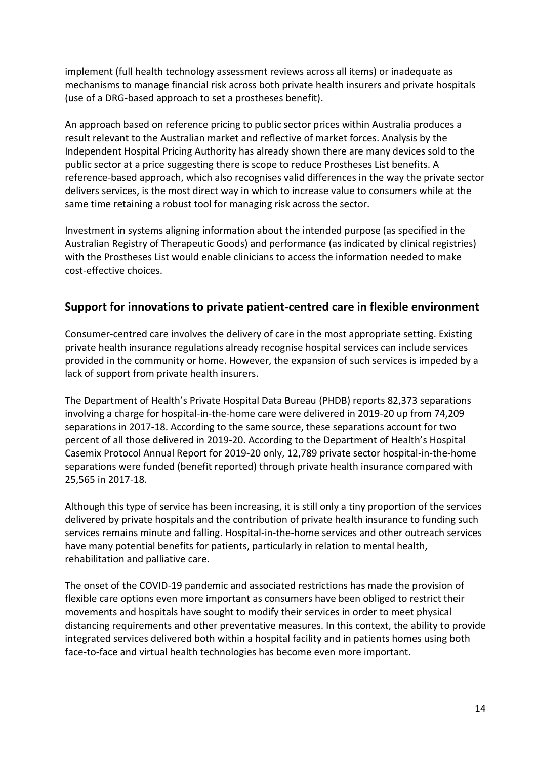implement (full health technology assessment reviews across all items) or inadequate as mechanisms to manage financial risk across both private health insurers and private hospitals (use of a DRG-based approach to set a prostheses benefit).

An approach based on reference pricing to public sector prices within Australia produces a result relevant to the Australian market and reflective of market forces. Analysis by the Independent Hospital Pricing Authority has already shown there are many devices sold to the public sector at a price suggesting there is scope to reduce Prostheses List benefits. A reference-based approach, which also recognises valid differences in the way the private sector delivers services, is the most direct way in which to increase value to consumers while at the same time retaining a robust tool for managing risk across the sector.

Investment in systems aligning information about the intended purpose (as specified in the Australian Registry of Therapeutic Goods) and performance (as indicated by clinical registries) with the Prostheses List would enable clinicians to access the information needed to make cost-effective choices.

## Support for innovations to private patient-centred care in flexible environment

Consumer-centred care involves the delivery of care in the most appropriate setting. Existing private health insurance regulations already recognise hospital services can include services provided in the community or home. However, the expansion of such services is impeded by a lack of support from private health insurers.

The Department of Health's Private Hospital Data Bureau (PHDB) reports 82,373 separations involving a charge for hospital-in-the-home care were delivered in 2019-20 up from 74,209 separations in 2017-18. According to the same source, these separations account for two percent of all those delivered in 2019-20. According to the Department of Health's Hospital Casemix Protocol Annual Report for 2019-20 only, 12,789 private sector hospital-in-the-home separations were funded (benefit reported) through private health insurance compared with 25,565 in 2017-18.

Although this type of service has been increasing, it is still only a tiny proportion of the services delivered by private hospitals and the contribution of private health insurance to funding such services remains minute and falling. Hospital-in-the-home services and other outreach services have many potential benefits for patients, particularly in relation to mental health, rehabilitation and palliative care.

The onset of the COVID-19 pandemic and associated restrictions has made the provision of flexible care options even more important as consumers have been obliged to restrict their movements and hospitals have sought to modify their services in order to meet physical distancing requirements and other preventative measures. In this context, the ability to provide integrated services delivered both within a hospital facility and in patients homes using both face-to-face and virtual health technologies has become even more important.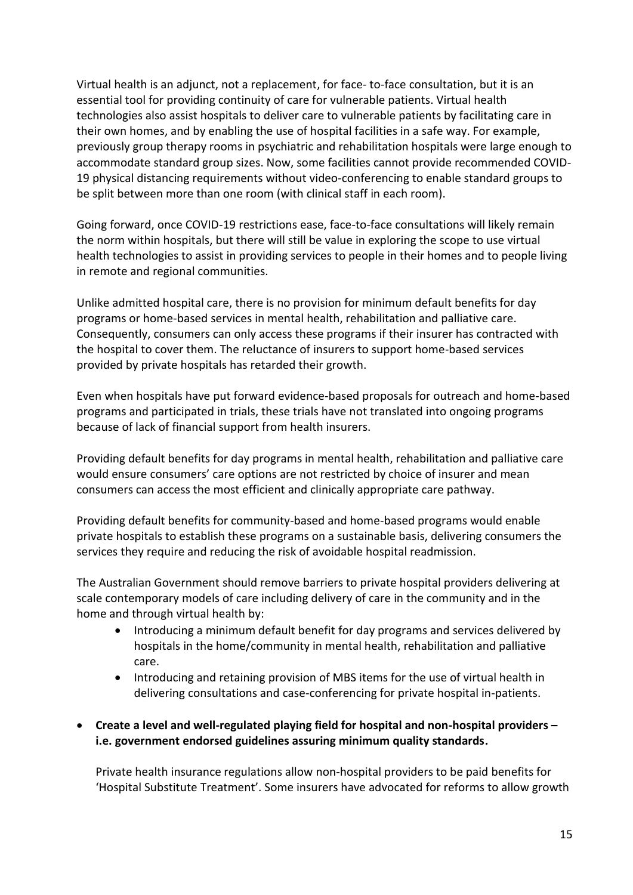Virtual health is an adjunct, not a replacement, for face- to-face consultation, but it is an essential tool for providing continuity of care for vulnerable patients. Virtual health technologies also assist hospitals to deliver care to vulnerable patients by facilitating care in their own homes, and by enabling the use of hospital facilities in a safe way. For example, previously group therapy rooms in psychiatric and rehabilitation hospitals were large enough to accommodate standard group sizes. Now, some facilities cannot provide recommended COVID-19 physical distancing requirements without video-conferencing to enable standard groups to be split between more than one room (with clinical staff in each room).

Going forward, once COVID-19 restrictions ease, face-to-face consultations will likely remain the norm within hospitals, but there will still be value in exploring the scope to use virtual health technologies to assist in providing services to people in their homes and to people living in remote and regional communities.

Unlike admitted hospital care, there is no provision for minimum default benefits for day programs or home-based services in mental health, rehabilitation and palliative care. Consequently, consumers can only access these programs if their insurer has contracted with the hospital to cover them. The reluctance of insurers to support home-based services provided by private hospitals has retarded their growth.

Even when hospitals have put forward evidence-based proposals for outreach and home-based programs and participated in trials, these trials have not translated into ongoing programs because of lack of financial support from health insurers.

Providing default benefits for day programs in mental health, rehabilitation and palliative care would ensure consumers' care options are not restricted by choice of insurer and mean consumers can access the most efficient and clinically appropriate care pathway.

Providing default benefits for community-based and home-based programs would enable private hospitals to establish these programs on a sustainable basis, delivering consumers the services they require and reducing the risk of avoidable hospital readmission.

The Australian Government should remove barriers to private hospital providers delivering at scale contemporary models of care including delivery of care in the community and in the home and through virtual health by:

- Introducing a minimum default benefit for day programs and services delivered by hospitals in the home/community in mental health, rehabilitation and palliative care.
- Introducing and retaining provision of MBS items for the use of virtual health in delivering consultations and case-conferencing for private hospital in-patients.

- **Create a level and well-regulated playing field for hospital and non-hospital providers – i.e. government endorsed guidelines assuring minimum quality standards.**

  Private health insurance regulations allow non-hospital providers to be paid benefits for 'Hospital Substitute Treatment'. Some insurers have advocated for reforms to allow growth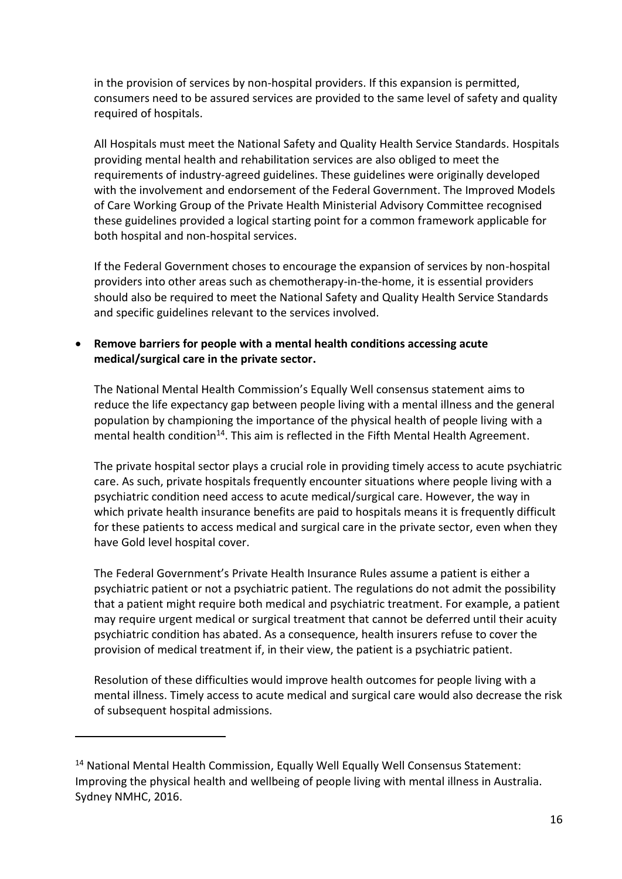in the provision of services by non-hospital providers. If this expansion is permitted, consumers need to be assured services are provided to the same level of safety and quality required of hospitals.

All Hospitals must meet the National Safety and Quality Health Service Standards. Hospitals providing mental health and rehabilitation services are also obliged to meet the requirements of industry-agreed guidelines. These guidelines were originally developed with the involvement and endorsement of the Federal Government. The Improved Models of Care Working Group of the Private Health Ministerial Advisory Committee recognised these guidelines provided a logical starting point for a common framework applicable for both hospital and non-hospital services.

If the Federal Government choses to encourage the expansion of services by non-hospital providers into other areas such as chemotherapy-in-the-home, it is essential providers should also be required to meet the National Safety and Quality Health Service Standards and specific guidelines relevant to the services involved.

- **Remove barriers for people with a mental health conditions accessing acute medical/surgical care in the private sector.**

  The National Mental Health Commission's Equally Well consensus statement aims to reduce the life expectancy gap between people living with a mental illness and the general population by championing the importance of the physical health of people living with a mental health condition[14]. This aim is reflected in the Fifth Mental Health Agreement.

  The private hospital sector plays a crucial role in providing timely access to acute psychiatric care. As such, private hospitals frequently encounter situations where people living with a psychiatric condition need access to acute medical/surgical care. However, the way in which private health insurance benefits are paid to hospitals means it is frequently difficult for these patients to access medical and surgical care in the private sector, even when they have Gold level hospital cover.

  The Federal Government's Private Health Insurance Rules assume a patient is either a psychiatric patient or not a psychiatric patient. The regulations do not admit the possibility that a patient might require both medical and psychiatric treatment. For example, a patient may require urgent medical or surgical treatment that cannot be deferred until their acuity psychiatric condition has abated. As a consequence, health insurers refuse to cover the provision of medical treatment if, in their view, the patient is a psychiatric patient.

  Resolution of these difficulties would improve health outcomes for people living with a mental illness. Timely access to acute medical and surgical care would also decrease the risk of subsequent hospital admissions.

---

[14] National Mental Health Commission, Equally Well Equally Well Consensus Statement: Improving the physical health and wellbeing of people living with mental illness in Australia. Sydney NMHC, 2016.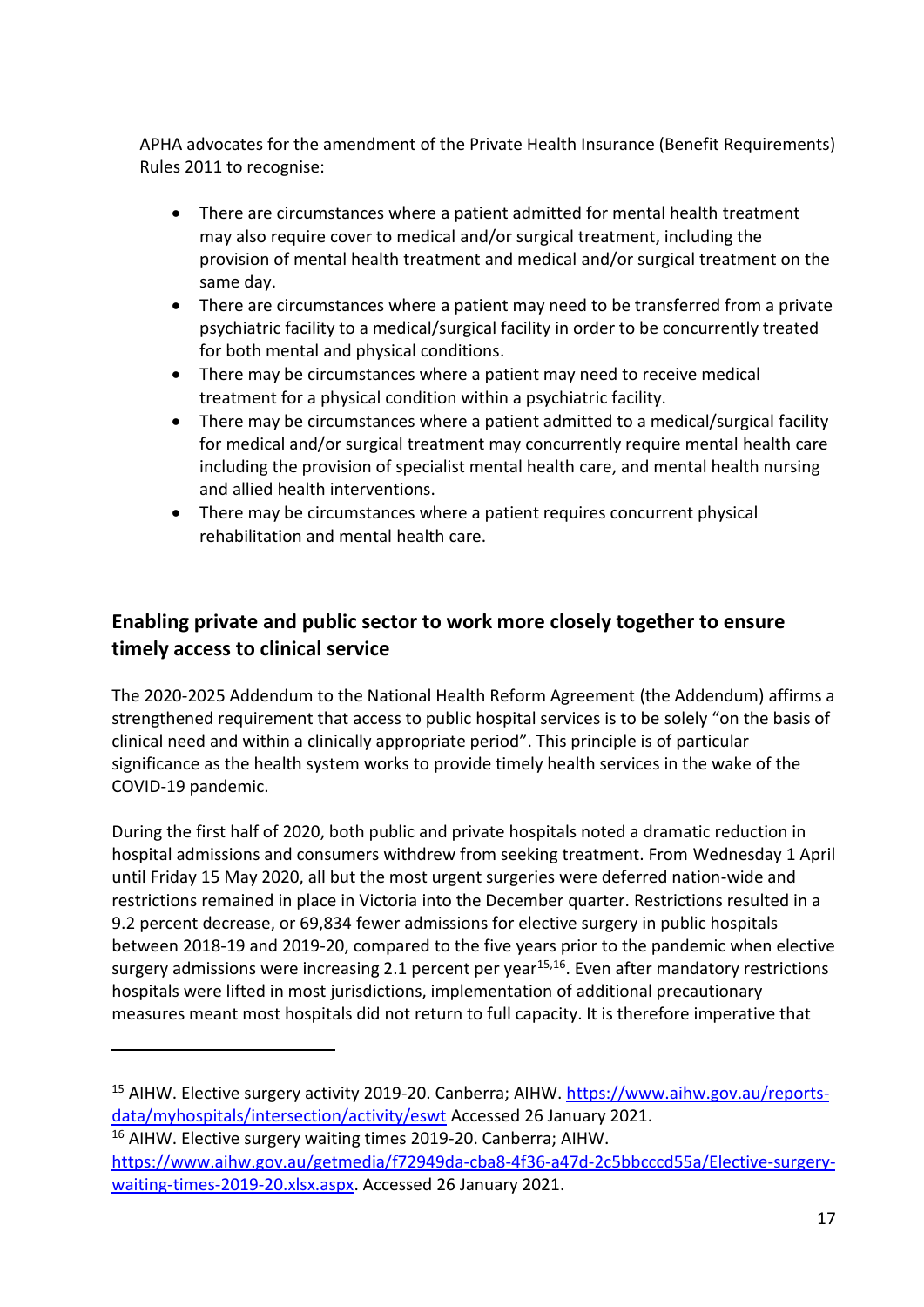APHA advocates for the amendment of the Private Health Insurance (Benefit Requirements) Rules 2011 to recognise:

- There are circumstances where a patient admitted for mental health treatment may also require cover to medical and/or surgical treatment, including the provision of mental health treatment and medical and/or surgical treatment on the same day.
- There are circumstances where a patient may need to be transferred from a private psychiatric facility to a medical/surgical facility in order to be concurrently treated for both mental and physical conditions.
- There may be circumstances where a patient may need to receive medical treatment for a physical condition within a psychiatric facility.
- There may be circumstances where a patient admitted to a medical/surgical facility for medical and/or surgical treatment may concurrently require mental health care including the provision of specialist mental health care, and mental health nursing and allied health interventions.
- There may be circumstances where a patient requires concurrent physical rehabilitation and mental health care.

## Enabling private and public sector to work more closely together to ensure timely access to clinical service

The 2020-2025 Addendum to the National Health Reform Agreement (the Addendum) affirms a strengthened requirement that access to public hospital services is to be solely "on the basis of clinical need and within a clinically appropriate period". This principle is of particular significance as the health system works to provide timely health services in the wake of the COVID-19 pandemic.

During the first half of 2020, both public and private hospitals noted a dramatic reduction in hospital admissions and consumers withdrew from seeking treatment. From Wednesday 1 April until Friday 15 May 2020, all but the most urgent surgeries were deferred nation-wide and restrictions remained in place in Victoria into the December quarter. Restrictions resulted in a 9.2 percent decrease, or 69,834 fewer admissions for elective surgery in public hospitals between 2018-19 and 2019-20, compared to the five years prior to the pandemic when elective surgery admissions were increasing 2.1 percent per year[15,16]. Even after mandatory restrictions hospitals were lifted in most jurisdictions, implementation of additional precautionary measures meant most hospitals did not return to full capacity. It is therefore imperative that

---

[15] AIHW. Elective surgery activity 2019-20. Canberra; AIHW. https://www.aihw.gov.au/reports-data/myhospitals/intersection/activity/eswt Accessed 26 January 2021.

[16] AIHW. Elective surgery waiting times 2019-20. Canberra; AIHW. https://www.aihw.gov.au/getmedia/f72949da-cba8-4f36-a47d-2c5bbcccd55a/Elective-surgery-waiting-times-2019-20.xlsx.aspx. Accessed 26 January 2021.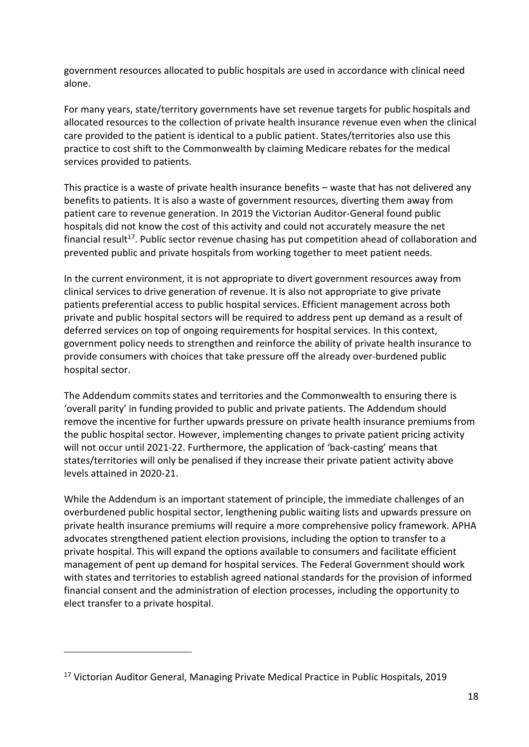government resources allocated to public hospitals are used in accordance with clinical need alone.

For many years, state/territory governments have set revenue targets for public hospitals and allocated resources to the collection of private health insurance revenue even when the clinical care provided to the patient is identical to a public patient. States/territories also use this practice to cost shift to the Commonwealth by claiming Medicare rebates for the medical services provided to patients.

This practice is a waste of private health insurance benefits – waste that has not delivered any benefits to patients. It is also a waste of government resources, diverting them away from patient care to revenue generation. In 2019 the Victorian Auditor-General found public hospitals did not know the cost of this activity and could not accurately measure the net financial result[17]. Public sector revenue chasing has put competition ahead of collaboration and prevented public and private hospitals from working together to meet patient needs.

In the current environment, it is not appropriate to divert government resources away from clinical services to drive generation of revenue. It is also not appropriate to give private patients preferential access to public hospital services. Efficient management across both private and public hospital sectors will be required to address pent up demand as a result of deferred services on top of ongoing requirements for hospital services. In this context, government policy needs to strengthen and reinforce the ability of private health insurance to provide consumers with choices that take pressure off the already over-burdened public hospital sector.

The Addendum commits states and territories and the Commonwealth to ensuring there is 'overall parity' in funding provided to public and private patients. The Addendum should remove the incentive for further upwards pressure on private health insurance premiums from the public hospital sector. However, implementing changes to private patient pricing activity will not occur until 2021-22. Furthermore, the application of 'back-casting' means that states/territories will only be penalised if they increase their private patient activity above levels attained in 2020-21.

While the Addendum is an important statement of principle, the immediate challenges of an overburdened public hospital sector, lengthening public waiting lists and upwards pressure on private health insurance premiums will require a more comprehensive policy framework. APHA advocates strengthened patient election provisions, including the option to transfer to a private hospital. This will expand the options available to consumers and facilitate efficient management of pent up demand for hospital services. The Federal Government should work with states and territories to establish agreed national standards for the provision of informed financial consent and the administration of election processes, including the opportunity to elect transfer to a private hospital.

---

[17] Victorian Auditor General, Managing Private Medical Practice in Public Hospitals, 2019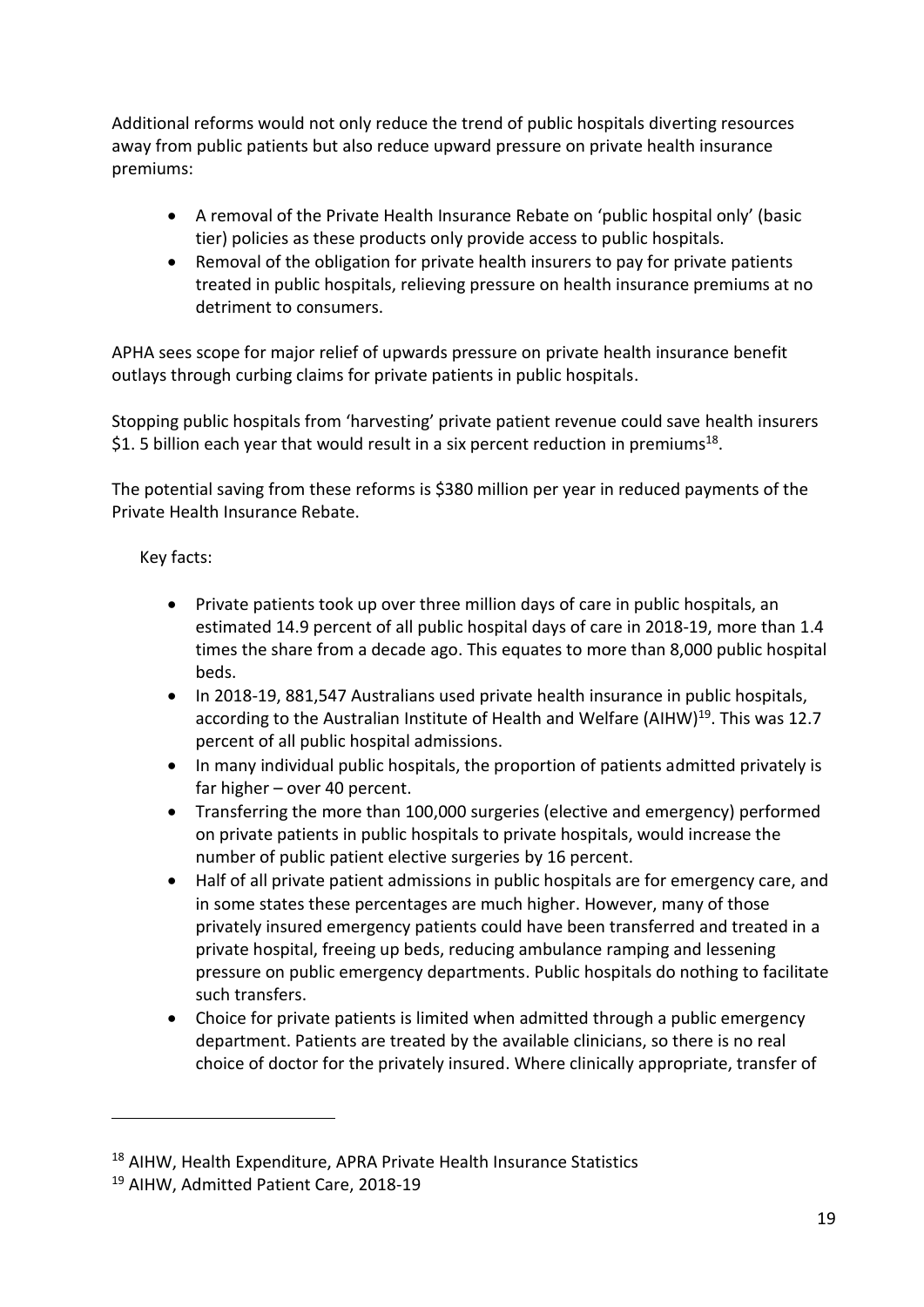Additional reforms would not only reduce the trend of public hospitals diverting resources away from public patients but also reduce upward pressure on private health insurance premiums:

- A removal of the Private Health Insurance Rebate on 'public hospital only' (basic tier) policies as these products only provide access to public hospitals.
- Removal of the obligation for private health insurers to pay for private patients treated in public hospitals, relieving pressure on health insurance premiums at no detriment to consumers.

APHA sees scope for major relief of upwards pressure on private health insurance benefit outlays through curbing claims for private patients in public hospitals.

Stopping public hospitals from 'harvesting' private patient revenue could save health insurers $1. 5 billion each year that would result in a six percent reduction in premiums[18].

The potential saving from these reforms is $380 million per year in reduced payments of the Private Health Insurance Rebate.

Key facts:

- Private patients took up over three million days of care in public hospitals, an estimated 14.9 percent of all public hospital days of care in 2018-19, more than 1.4 times the share from a decade ago. This equates to more than 8,000 public hospital beds.
- In 2018-19, 881,547 Australians used private health insurance in public hospitals, according to the Australian Institute of Health and Welfare (AIHW)[19]. This was 12.7 percent of all public hospital admissions.
- In many individual public hospitals, the proportion of patients admitted privately is far higher – over 40 percent.
- Transferring the more than 100,000 surgeries (elective and emergency) performed on private patients in public hospitals to private hospitals, would increase the number of public patient elective surgeries by 16 percent.
- Half of all private patient admissions in public hospitals are for emergency care, and in some states these percentages are much higher. However, many of those privately insured emergency patients could have been transferred and treated in a private hospital, freeing up beds, reducing ambulance ramping and lessening pressure on public emergency departments. Public hospitals do nothing to facilitate such transfers.
- Choice for private patients is limited when admitted through a public emergency department. Patients are treated by the available clinicians, so there is no real choice of doctor for the privately insured. Where clinically appropriate, transfer of

[18] AIHW, Health Expenditure, APRA Private Health Insurance Statistics

[19] AIHW, Admitted Patient Care, 2018-19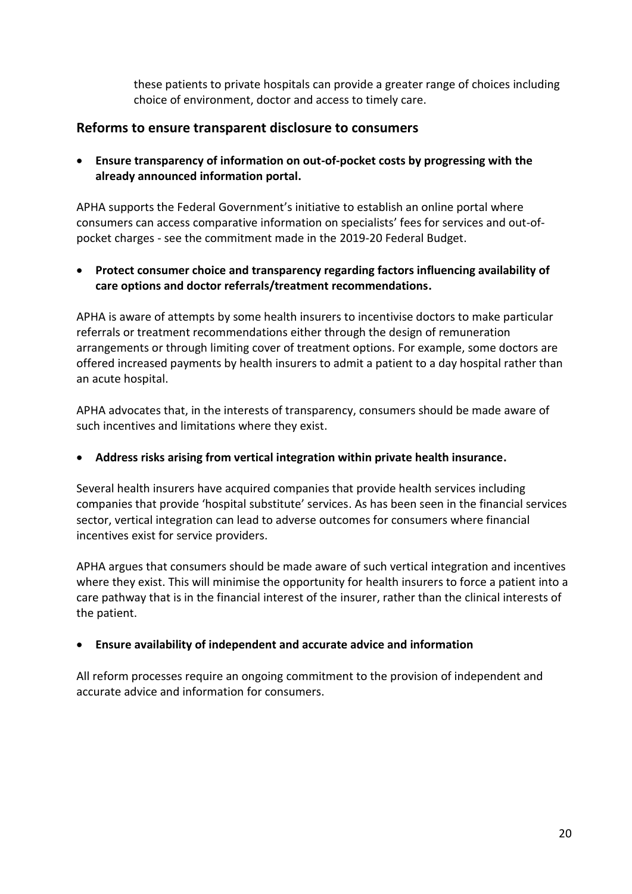these patients to private hospitals can provide a greater range of choices including choice of environment, doctor and access to timely care.

## Reforms to ensure transparent disclosure to consumers

- **Ensure transparency of information on out-of-pocket costs by progressing with the already announced information portal.**

APHA supports the Federal Government's initiative to establish an online portal where consumers can access comparative information on specialists' fees for services and out-of-pocket charges - see the commitment made in the 2019-20 Federal Budget.

- **Protect consumer choice and transparency regarding factors influencing availability of care options and doctor referrals/treatment recommendations.**

APHA is aware of attempts by some health insurers to incentivise doctors to make particular referrals or treatment recommendations either through the design of remuneration arrangements or through limiting cover of treatment options. For example, some doctors are offered increased payments by health insurers to admit a patient to a day hospital rather than an acute hospital.

APHA advocates that, in the interests of transparency, consumers should be made aware of such incentives and limitations where they exist.

- **Address risks arising from vertical integration within private health insurance.**

Several health insurers have acquired companies that provide health services including companies that provide 'hospital substitute' services. As has been seen in the financial services sector, vertical integration can lead to adverse outcomes for consumers where financial incentives exist for service providers.

APHA argues that consumers should be made aware of such vertical integration and incentives where they exist. This will minimise the opportunity for health insurers to force a patient into a care pathway that is in the financial interest of the insurer, rather than the clinical interests of the patient.

- **Ensure availability of independent and accurate advice and information**

All reform processes require an ongoing commitment to the provision of independent and accurate advice and information for consumers.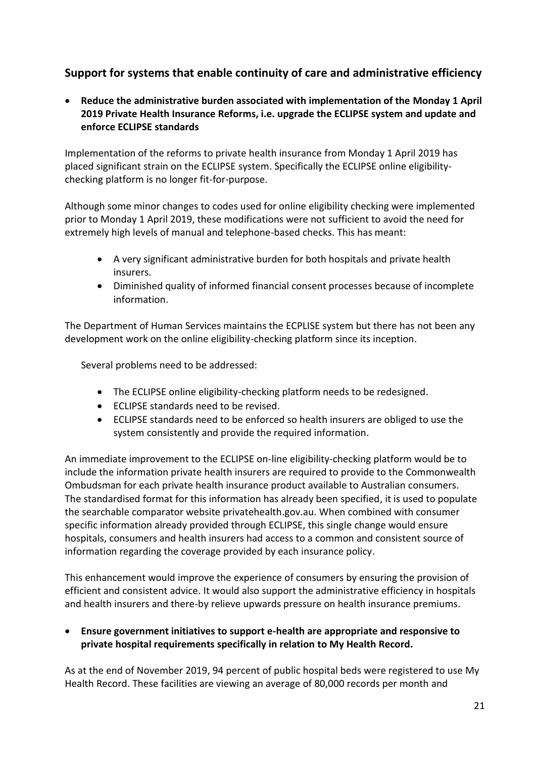## Support for systems that enable continuity of care and administrative efficiency

- **Reduce the administrative burden associated with implementation of the Monday 1 April 2019 Private Health Insurance Reforms, i.e. upgrade the ECLIPSE system and update and enforce ECLIPSE standards**

Implementation of the reforms to private health insurance from Monday 1 April 2019 has placed significant strain on the ECLIPSE system. Specifically the ECLIPSE online eligibility-checking platform is no longer fit-for-purpose.

Although some minor changes to codes used for online eligibility checking were implemented prior to Monday 1 April 2019, these modifications were not sufficient to avoid the need for extremely high levels of manual and telephone-based checks. This has meant:

- A very significant administrative burden for both hospitals and private health insurers.
- Diminished quality of informed financial consent processes because of incomplete information.

The Department of Human Services maintains the ECPLISE system but there has not been any development work on the online eligibility-checking platform since its inception.

Several problems need to be addressed:

- The ECLIPSE online eligibility-checking platform needs to be redesigned.
- ECLIPSE standards need to be revised.
- ECLIPSE standards need to be enforced so health insurers are obliged to use the system consistently and provide the required information.

An immediate improvement to the ECLIPSE on-line eligibility-checking platform would be to include the information private health insurers are required to provide to the Commonwealth Ombudsman for each private health insurance product available to Australian consumers. The standardised format for this information has already been specified, it is used to populate the searchable comparator website privatehealth.gov.au. When combined with consumer specific information already provided through ECLIPSE, this single change would ensure hospitals, consumers and health insurers had access to a common and consistent source of information regarding the coverage provided by each insurance policy.

This enhancement would improve the experience of consumers by ensuring the provision of efficient and consistent advice. It would also support the administrative efficiency in hospitals and health insurers and there-by relieve upwards pressure on health insurance premiums.

- **Ensure government initiatives to support e-health are appropriate and responsive to private hospital requirements specifically in relation to My Health Record.**

As at the end of November 2019, 94 percent of public hospital beds were registered to use My Health Record. These facilities are viewing an average of 80,000 records per month and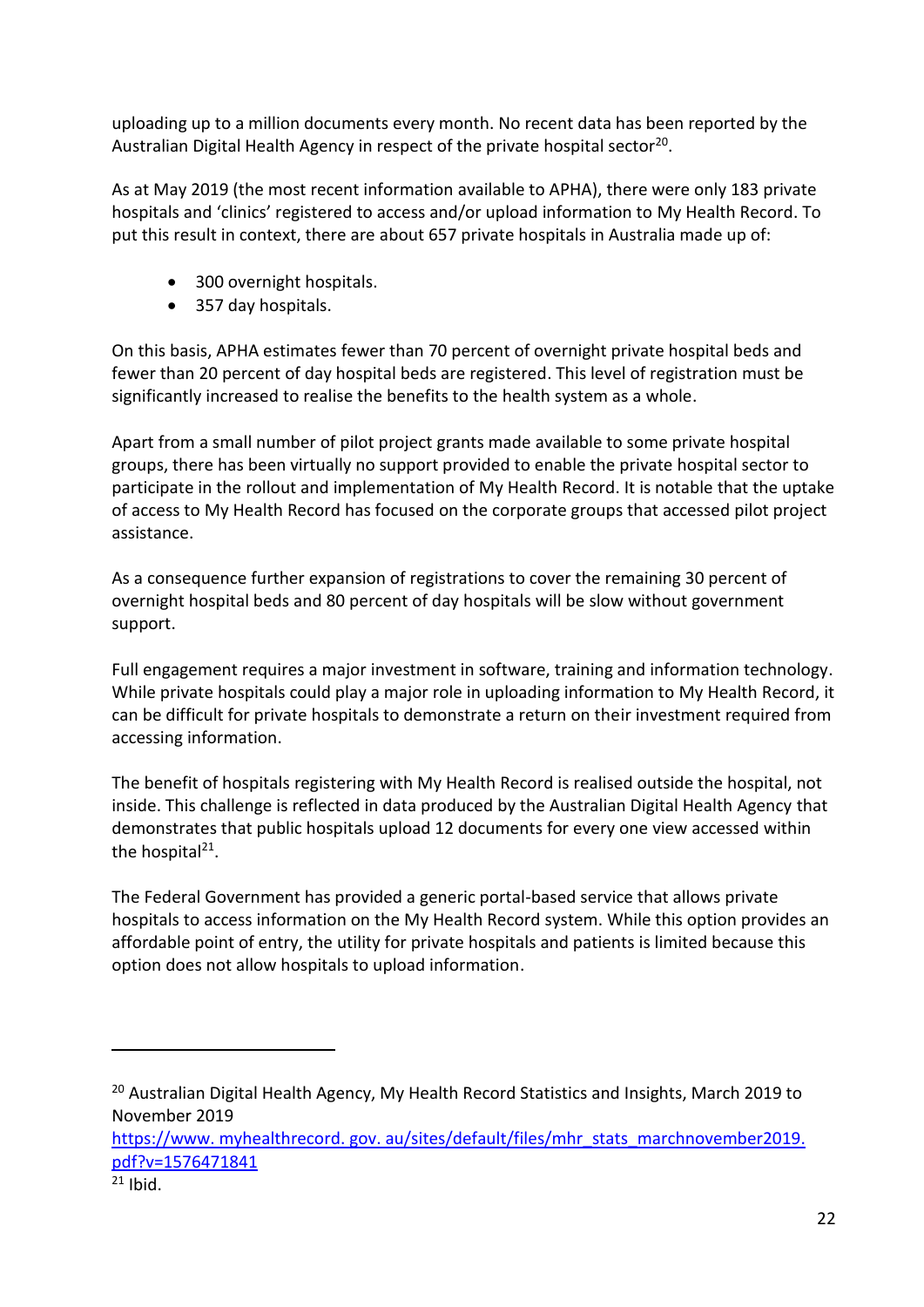uploading up to a million documents every month. No recent data has been reported by the Australian Digital Health Agency in respect of the private hospital sector[20].

As at May 2019 (the most recent information available to APHA), there were only 183 private hospitals and 'clinics' registered to access and/or upload information to My Health Record. To put this result in context, there are about 657 private hospitals in Australia made up of:

- 300 overnight hospitals.
- 357 day hospitals.

On this basis, APHA estimates fewer than 70 percent of overnight private hospital beds and fewer than 20 percent of day hospital beds are registered. This level of registration must be significantly increased to realise the benefits to the health system as a whole.

Apart from a small number of pilot project grants made available to some private hospital groups, there has been virtually no support provided to enable the private hospital sector to participate in the rollout and implementation of My Health Record. It is notable that the uptake of access to My Health Record has focused on the corporate groups that accessed pilot project assistance.

As a consequence further expansion of registrations to cover the remaining 30 percent of overnight hospital beds and 80 percent of day hospitals will be slow without government support.

Full engagement requires a major investment in software, training and information technology. While private hospitals could play a major role in uploading information to My Health Record, it can be difficult for private hospitals to demonstrate a return on their investment required from accessing information.

The benefit of hospitals registering with My Health Record is realised outside the hospital, not inside. This challenge is reflected in data produced by the Australian Digital Health Agency that demonstrates that public hospitals upload 12 documents for every one view accessed within the hospital[21].

The Federal Government has provided a generic portal-based service that allows private hospitals to access information on the My Health Record system. While this option provides an affordable point of entry, the utility for private hospitals and patients is limited because this option does not allow hospitals to upload information.

---

[20] Australian Digital Health Agency, My Health Record Statistics and Insights, March 2019 to November 2019 https://www. myhealthrecord. gov. au/sites/default/files/mhr_stats_marchnovember2019. pdf?v=1576471841

[21] Ibid.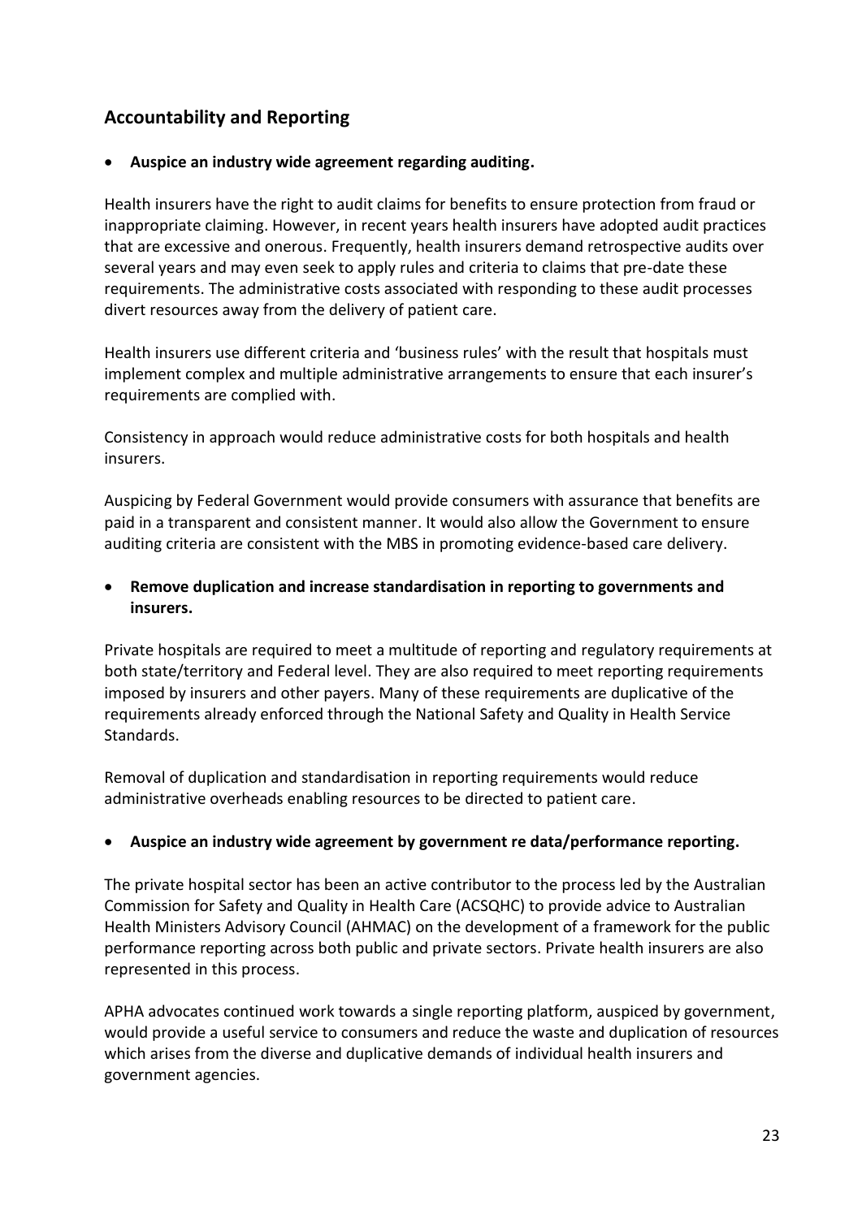## Accountability and Reporting

- **Auspice an industry wide agreement regarding auditing.**

Health insurers have the right to audit claims for benefits to ensure protection from fraud or inappropriate claiming. However, in recent years health insurers have adopted audit practices that are excessive and onerous. Frequently, health insurers demand retrospective audits over several years and may even seek to apply rules and criteria to claims that pre-date these requirements. The administrative costs associated with responding to these audit processes divert resources away from the delivery of patient care.

Health insurers use different criteria and 'business rules' with the result that hospitals must implement complex and multiple administrative arrangements to ensure that each insurer's requirements are complied with.

Consistency in approach would reduce administrative costs for both hospitals and health insurers.

Auspicing by Federal Government would provide consumers with assurance that benefits are paid in a transparent and consistent manner. It would also allow the Government to ensure auditing criteria are consistent with the MBS in promoting evidence-based care delivery.

- **Remove duplication and increase standardisation in reporting to governments and insurers.**

Private hospitals are required to meet a multitude of reporting and regulatory requirements at both state/territory and Federal level. They are also required to meet reporting requirements imposed by insurers and other payers. Many of these requirements are duplicative of the requirements already enforced through the National Safety and Quality in Health Service Standards.

Removal of duplication and standardisation in reporting requirements would reduce administrative overheads enabling resources to be directed to patient care.

- **Auspice an industry wide agreement by government re data/performance reporting.**

The private hospital sector has been an active contributor to the process led by the Australian Commission for Safety and Quality in Health Care (ACSQHC) to provide advice to Australian Health Ministers Advisory Council (AHMAC) on the development of a framework for the public performance reporting across both public and private sectors. Private health insurers are also represented in this process.

APHA advocates continued work towards a single reporting platform, auspiced by government, would provide a useful service to consumers and reduce the waste and duplication of resources which arises from the diverse and duplicative demands of individual health insurers and government agencies.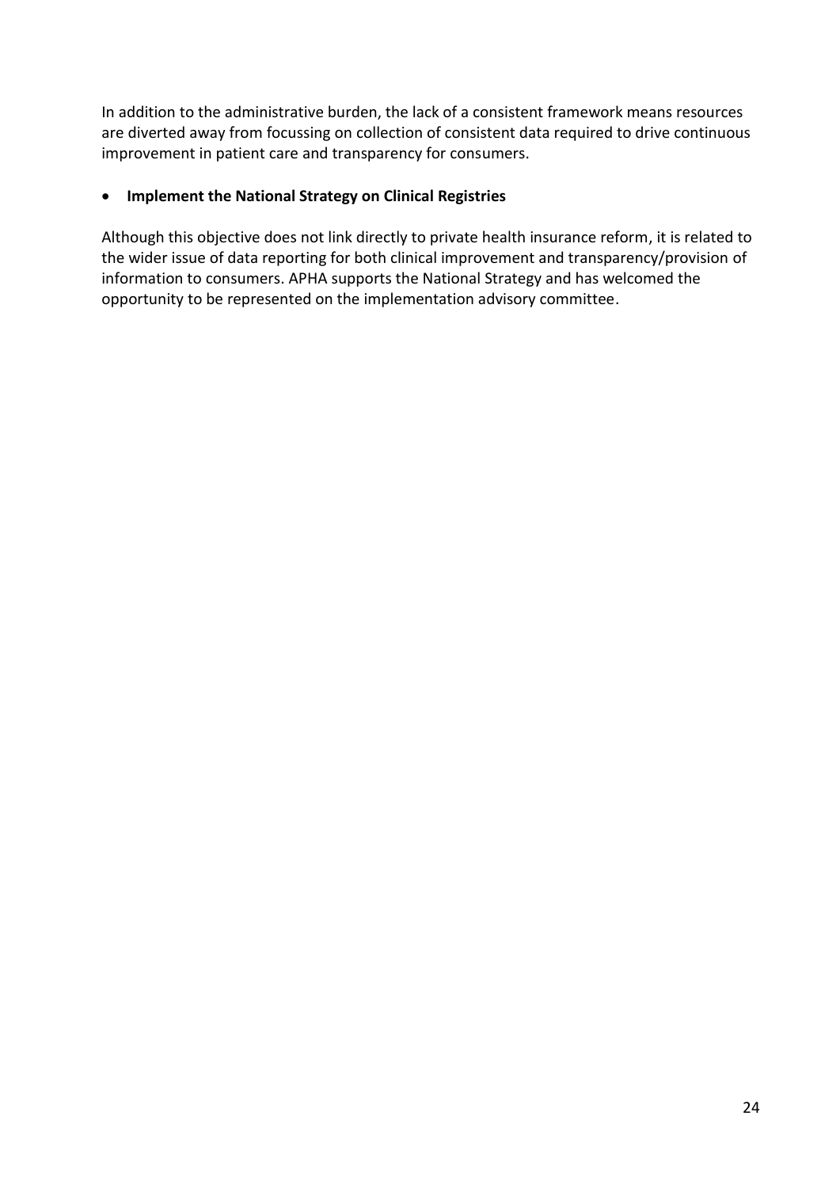In addition to the administrative burden, the lack of a consistent framework means resources are diverted away from focussing on collection of consistent data required to drive continuous improvement in patient care and transparency for consumers.

- **Implement the National Strategy on Clinical Registries**

Although this objective does not link directly to private health insurance reform, it is related to the wider issue of data reporting for both clinical improvement and transparency/provision of information to consumers. APHA supports the National Strategy and has welcomed the opportunity to be represented on the implementation advisory committee.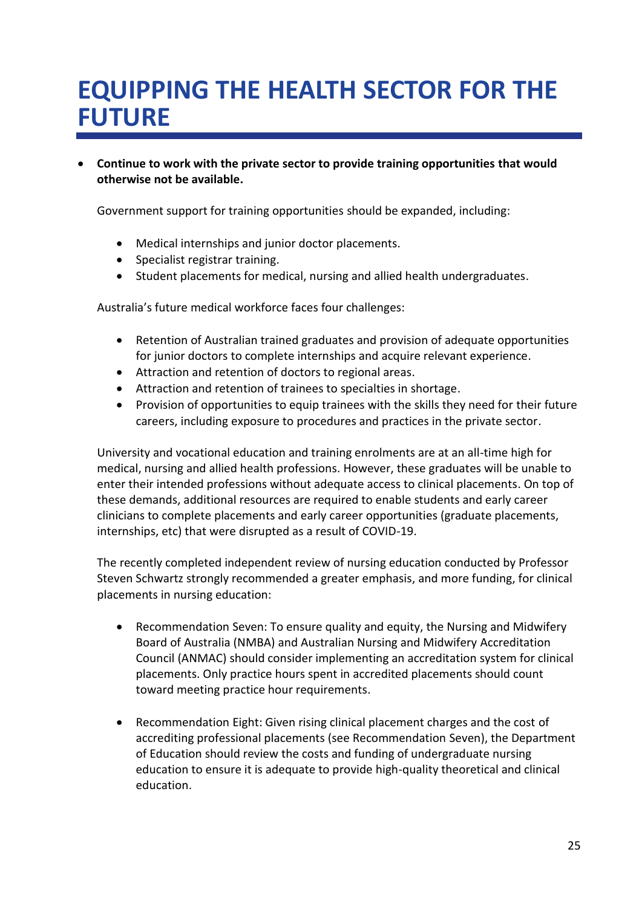# EQUIPPING THE HEALTH SECTOR FOR THE FUTURE

- **Continue to work with the private sector to provide training opportunities that would otherwise not be available.**

  Government support for training opportunities should be expanded, including:

  - Medical internships and junior doctor placements.
  - Specialist registrar training.
  - Student placements for medical, nursing and allied health undergraduates.

  Australia's future medical workforce faces four challenges:

  - Retention of Australian trained graduates and provision of adequate opportunities for junior doctors to complete internships and acquire relevant experience.
  - Attraction and retention of doctors to regional areas.
  - Attraction and retention of trainees to specialties in shortage.
  - Provision of opportunities to equip trainees with the skills they need for their future careers, including exposure to procedures and practices in the private sector.

  University and vocational education and training enrolments are at an all-time high for medical, nursing and allied health professions. However, these graduates will be unable to enter their intended professions without adequate access to clinical placements. On top of these demands, additional resources are required to enable students and early career clinicians to complete placements and early career opportunities (graduate placements, internships, etc) that were disrupted as a result of COVID-19.

  The recently completed independent review of nursing education conducted by Professor Steven Schwartz strongly recommended a greater emphasis, and more funding, for clinical placements in nursing education:

  - Recommendation Seven: To ensure quality and equity, the Nursing and Midwifery Board of Australia (NMBA) and Australian Nursing and Midwifery Accreditation Council (ANMAC) should consider implementing an accreditation system for clinical placements. Only practice hours spent in accredited placements should count toward meeting practice hour requirements.

  - Recommendation Eight: Given rising clinical placement charges and the cost of accrediting professional placements (see Recommendation Seven), the Department of Education should review the costs and funding of undergraduate nursing education to ensure it is adequate to provide high-quality theoretical and clinical education.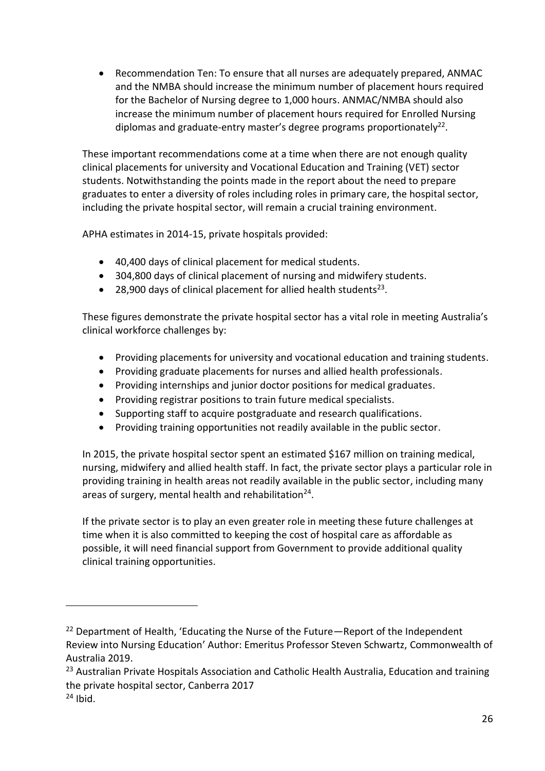- Recommendation Ten: To ensure that all nurses are adequately prepared, ANMAC and the NMBA should increase the minimum number of placement hours required for the Bachelor of Nursing degree to 1,000 hours. ANMAC/NMBA should also increase the minimum number of placement hours required for Enrolled Nursing diplomas and graduate-entry master's degree programs proportionately[22].

These important recommendations come at a time when there are not enough quality clinical placements for university and Vocational Education and Training (VET) sector students. Notwithstanding the points made in the report about the need to prepare graduates to enter a diversity of roles including roles in primary care, the hospital sector, including the private hospital sector, will remain a crucial training environment.

APHA estimates in 2014-15, private hospitals provided:

- 40,400 days of clinical placement for medical students.
- 304,800 days of clinical placement of nursing and midwifery students.
- 28,900 days of clinical placement for allied health students[23].

These figures demonstrate the private hospital sector has a vital role in meeting Australia's clinical workforce challenges by:

- Providing placements for university and vocational education and training students.
- Providing graduate placements for nurses and allied health professionals.
- Providing internships and junior doctor positions for medical graduates.
- Providing registrar positions to train future medical specialists.
- Supporting staff to acquire postgraduate and research qualifications.
- Providing training opportunities not readily available in the public sector.

In 2015, the private hospital sector spent an estimated $167 million on training medical, nursing, midwifery and allied health staff. In fact, the private sector plays a particular role in providing training in health areas not readily available in the public sector, including many areas of surgery, mental health and rehabilitation[24].

If the private sector is to play an even greater role in meeting these future challenges at time when it is also committed to keeping the cost of hospital care as affordable as possible, it will need financial support from Government to provide additional quality clinical training opportunities.

---

[22] Department of Health, 'Educating the Nurse of the Future—Report of the Independent Review into Nursing Education' Author: Emeritus Professor Steven Schwartz, Commonwealth of Australia 2019.

[23] Australian Private Hospitals Association and Catholic Health Australia, Education and training the private hospital sector, Canberra 2017

[24] Ibid.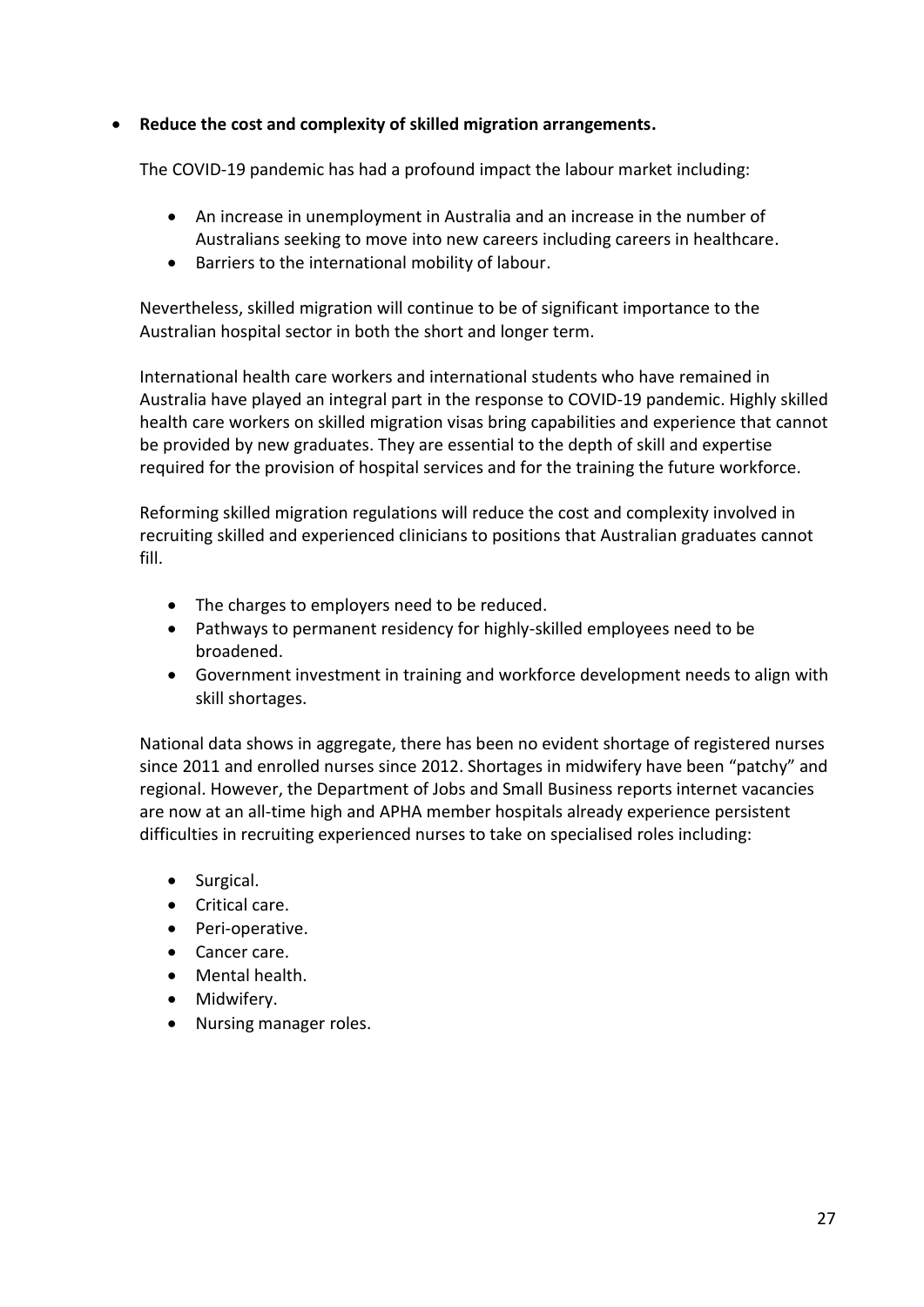- **Reduce the cost and complexity of skilled migration arrangements.**

  The COVID-19 pandemic has had a profound impact the labour market including:

  - An increase in unemployment in Australia and an increase in the number of Australians seeking to move into new careers including careers in healthcare.
  - Barriers to the international mobility of labour.

  Nevertheless, skilled migration will continue to be of significant importance to the Australian hospital sector in both the short and longer term.

  International health care workers and international students who have remained in Australia have played an integral part in the response to COVID-19 pandemic. Highly skilled health care workers on skilled migration visas bring capabilities and experience that cannot be provided by new graduates. They are essential to the depth of skill and expertise required for the provision of hospital services and for the training the future workforce.

  Reforming skilled migration regulations will reduce the cost and complexity involved in recruiting skilled and experienced clinicians to positions that Australian graduates cannot fill.

  - The charges to employers need to be reduced.
  - Pathways to permanent residency for highly-skilled employees need to be broadened.
  - Government investment in training and workforce development needs to align with skill shortages.

  National data shows in aggregate, there has been no evident shortage of registered nurses since 2011 and enrolled nurses since 2012. Shortages in midwifery have been "patchy" and regional. However, the Department of Jobs and Small Business reports internet vacancies are now at an all-time high and APHA member hospitals already experience persistent difficulties in recruiting experienced nurses to take on specialised roles including:

  - Surgical.
  - Critical care.
  - Peri-operative.
  - Cancer care.
  - Mental health.
  - Midwifery.
  - Nursing manager roles.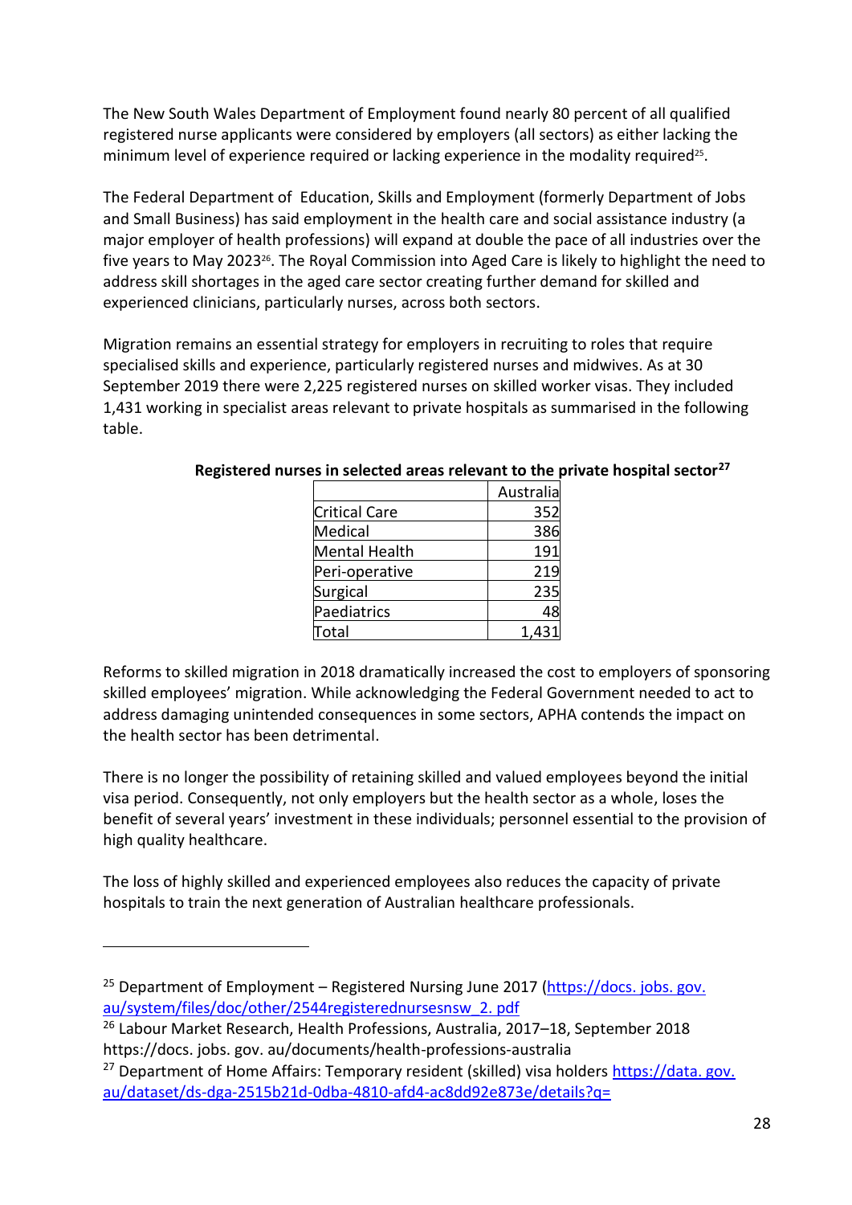The New South Wales Department of Employment found nearly 80 percent of all qualified registered nurse applicants were considered by employers (all sectors) as either lacking the minimum level of experience required or lacking experience in the modality required[25].

The Federal Department of Education, Skills and Employment (formerly Department of Jobs and Small Business) has said employment in the health care and social assistance industry (a major employer of health professions) will expand at double the pace of all industries over the five years to May 2023[26]. The Royal Commission into Aged Care is likely to highlight the need to address skill shortages in the aged care sector creating further demand for skilled and experienced clinicians, particularly nurses, across both sectors.

Migration remains an essential strategy for employers in recruiting to roles that require specialised skills and experience, particularly registered nurses and midwives. As at 30 September 2019 there were 2,225 registered nurses on skilled worker visas. They included 1,431 working in specialist areas relevant to private hospitals as summarised in the following table.

**Registered nurses in selected areas relevant to the private hospital sector[27]**

| | Australia |
|---|---|
| Critical Care | 352 |
| Medical | 386 |
| Mental Health | 191 |
| Peri-operative | 219 |
| Surgical | 235 |
| Paediatrics | 48 |
| Total | 1,431 |

Reforms to skilled migration in 2018 dramatically increased the cost to employers of sponsoring skilled employees' migration. While acknowledging the Federal Government needed to act to address damaging unintended consequences in some sectors, APHA contends the impact on the health sector has been detrimental.

There is no longer the possibility of retaining skilled and valued employees beyond the initial visa period. Consequently, not only employers but the health sector as a whole, loses the benefit of several years' investment in these individuals; personnel essential to the provision of high quality healthcare.

The loss of highly skilled and experienced employees also reduces the capacity of private hospitals to train the next generation of Australian healthcare professionals.

---

[25] Department of Employment – Registered Nursing June 2017 (https://docs. jobs. gov. au/system/files/doc/other/2544registerednursesnsw_2. pdf

[26] Labour Market Research, Health Professions, Australia, 2017–18, September 2018 https://docs. jobs. gov. au/documents/health-professions-australia

[27] Department of Home Affairs: Temporary resident (skilled) visa holders https://data. gov. au/dataset/ds-dga-2515b21d-0dba-4810-afd4-ac8dd92e873e/details?q=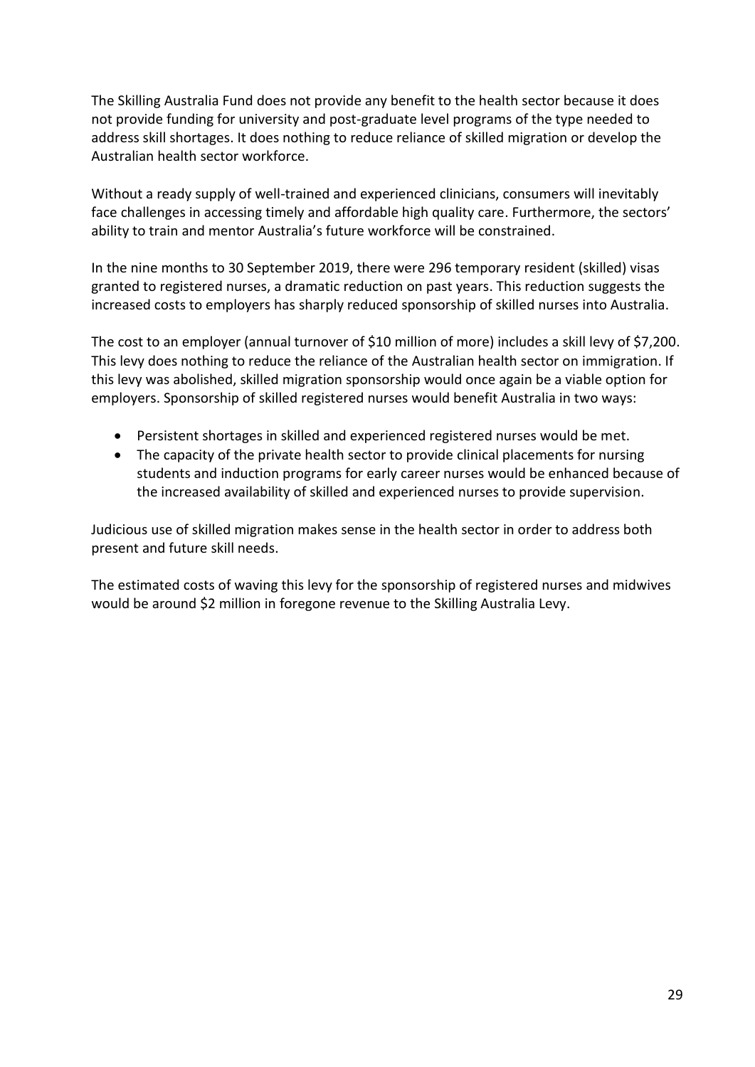The Skilling Australia Fund does not provide any benefit to the health sector because it does not provide funding for university and post-graduate level programs of the type needed to address skill shortages. It does nothing to reduce reliance of skilled migration or develop the Australian health sector workforce.

Without a ready supply of well-trained and experienced clinicians, consumers will inevitably face challenges in accessing timely and affordable high quality care. Furthermore, the sectors' ability to train and mentor Australia's future workforce will be constrained.

In the nine months to 30 September 2019, there were 296 temporary resident (skilled) visas granted to registered nurses, a dramatic reduction on past years. This reduction suggests the increased costs to employers has sharply reduced sponsorship of skilled nurses into Australia.

The cost to an employer (annual turnover of $10 million of more) includes a skill levy of $7,200. This levy does nothing to reduce the reliance of the Australian health sector on immigration. If this levy was abolished, skilled migration sponsorship would once again be a viable option for employers. Sponsorship of skilled registered nurses would benefit Australia in two ways:

- Persistent shortages in skilled and experienced registered nurses would be met.
- The capacity of the private health sector to provide clinical placements for nursing students and induction programs for early career nurses would be enhanced because of the increased availability of skilled and experienced nurses to provide supervision.

Judicious use of skilled migration makes sense in the health sector in order to address both present and future skill needs.

The estimated costs of waving this levy for the sponsorship of registered nurses and midwives would be around $2 million in foregone revenue to the Skilling Australia Levy.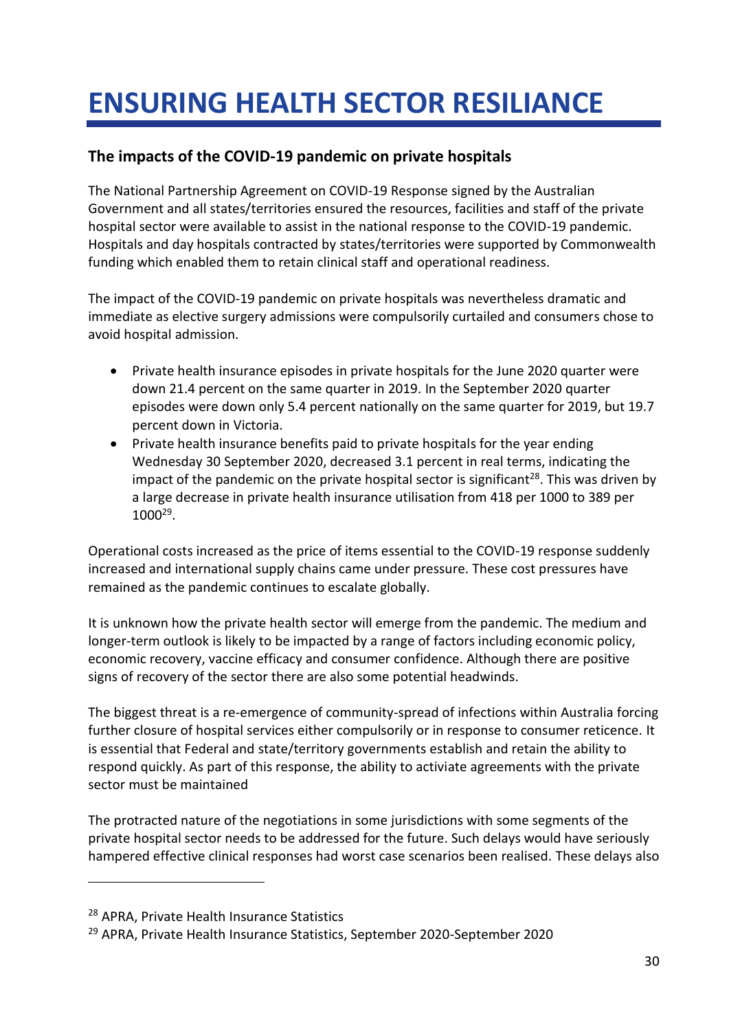# ENSURING HEALTH SECTOR RESILIANCE

## The impacts of the COVID-19 pandemic on private hospitals

The National Partnership Agreement on COVID-19 Response signed by the Australian Government and all states/territories ensured the resources, facilities and staff of the private hospital sector were available to assist in the national response to the COVID-19 pandemic. Hospitals and day hospitals contracted by states/territories were supported by Commonwealth funding which enabled them to retain clinical staff and operational readiness.

The impact of the COVID-19 pandemic on private hospitals was nevertheless dramatic and immediate as elective surgery admissions were compulsorily curtailed and consumers chose to avoid hospital admission.

- Private health insurance episodes in private hospitals for the June 2020 quarter were down 21.4 percent on the same quarter in 2019. In the September 2020 quarter episodes were down only 5.4 percent nationally on the same quarter for 2019, but 19.7 percent down in Victoria.
- Private health insurance benefits paid to private hospitals for the year ending Wednesday 30 September 2020, decreased 3.1 percent in real terms, indicating the impact of the pandemic on the private hospital sector is significant[28]. This was driven by a large decrease in private health insurance utilisation from 418 per 1000 to 389 per 1000[29].

Operational costs increased as the price of items essential to the COVID-19 response suddenly increased and international supply chains came under pressure. These cost pressures have remained as the pandemic continues to escalate globally.

It is unknown how the private health sector will emerge from the pandemic. The medium and longer-term outlook is likely to be impacted by a range of factors including economic policy, economic recovery, vaccine efficacy and consumer confidence. Although there are positive signs of recovery of the sector there are also some potential headwinds.

The biggest threat is a re-emergence of community-spread of infections within Australia forcing further closure of hospital services either compulsorily or in response to consumer reticence. It is essential that Federal and state/territory governments establish and retain the ability to respond quickly. As part of this response, the ability to activiate agreements with the private sector must be maintained

The protracted nature of the negotiations in some jurisdictions with some segments of the private hospital sector needs to be addressed for the future. Such delays would have seriously hampered effective clinical responses had worst case scenarios been realised. These delays also

---

[28] APRA, Private Health Insurance Statistics

[29] APRA, Private Health Insurance Statistics, September 2020-September 2020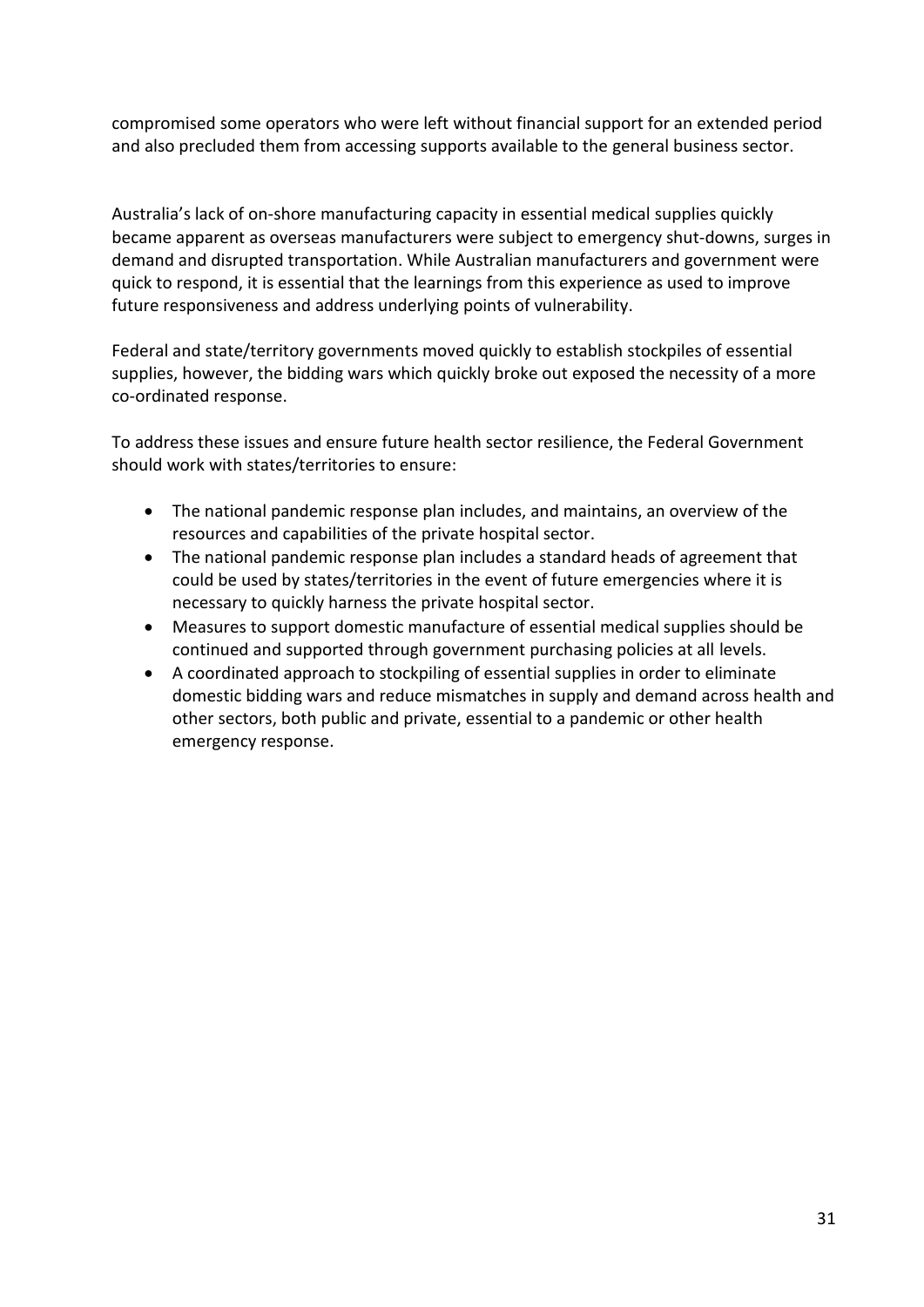compromised some operators who were left without financial support for an extended period and also precluded them from accessing supports available to the general business sector.

Australia's lack of on-shore manufacturing capacity in essential medical supplies quickly became apparent as overseas manufacturers were subject to emergency shut-downs, surges in demand and disrupted transportation. While Australian manufacturers and government were quick to respond, it is essential that the learnings from this experience as used to improve future responsiveness and address underlying points of vulnerability.

Federal and state/territory governments moved quickly to establish stockpiles of essential supplies, however, the bidding wars which quickly broke out exposed the necessity of a more co-ordinated response.

To address these issues and ensure future health sector resilience, the Federal Government should work with states/territories to ensure:

- The national pandemic response plan includes, and maintains, an overview of the resources and capabilities of the private hospital sector.
- The national pandemic response plan includes a standard heads of agreement that could be used by states/territories in the event of future emergencies where it is necessary to quickly harness the private hospital sector.
- Measures to support domestic manufacture of essential medical supplies should be continued and supported through government purchasing policies at all levels.
- A coordinated approach to stockpiling of essential supplies in order to eliminate domestic bidding wars and reduce mismatches in supply and demand across health and other sectors, both public and private, essential to a pandemic or other health emergency response.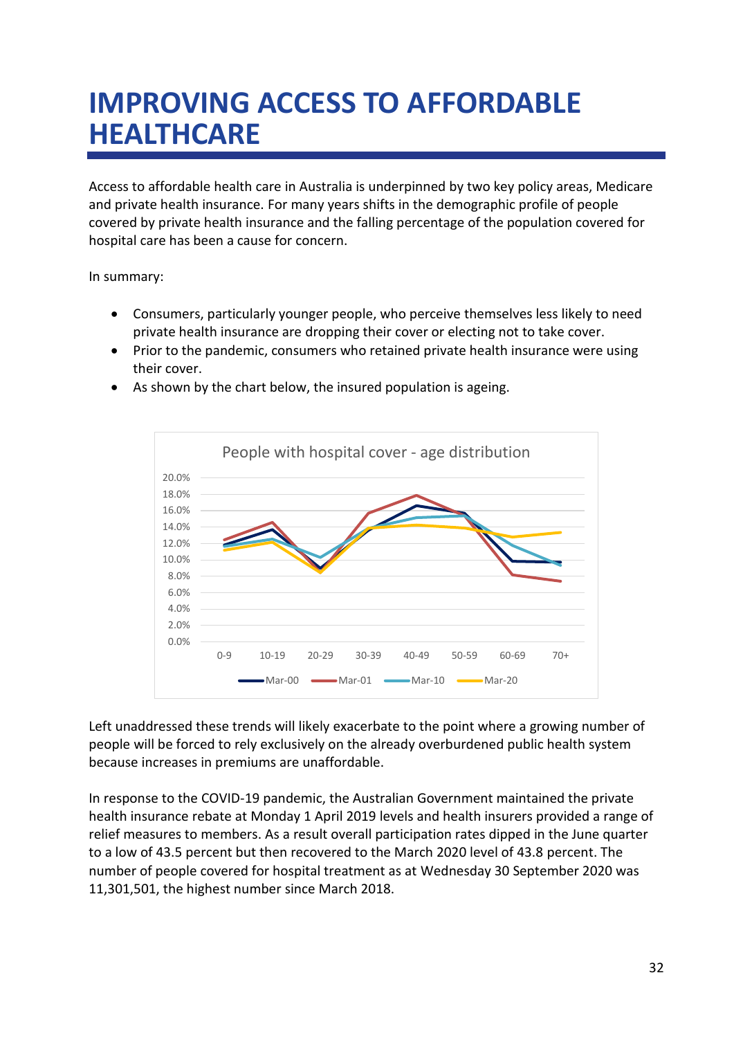# IMPROVING ACCESS TO AFFORDABLE HEALTHCARE

Access to affordable health care in Australia is underpinned by two key policy areas, Medicare and private health insurance. For many years shifts in the demographic profile of people covered by private health insurance and the falling percentage of the population covered for hospital care has been a cause for concern.

In summary:

- Consumers, particularly younger people, who perceive themselves less likely to need private health insurance are dropping their cover or electing not to take cover.
- Prior to the pandemic, consumers who retained private health insurance were using their cover.
- As shown by the chart below, the insured population is ageing.

People with hospital cover - age distribution

Left unaddressed these trends will likely exacerbate to the point where a growing number of people will be forced to rely exclusively on the already overburdened public health system because increases in premiums are unaffordable.

In response to the COVID-19 pandemic, the Australian Government maintained the private health insurance rebate at Monday 1 April 2019 levels and health insurers provided a range of relief measures to members. As a result overall participation rates dipped in the June quarter to a low of 43.5 percent but then recovered to the March 2020 level of 43.8 percent. The number of people covered for hospital treatment as at Wednesday 30 September 2020 was 11,301,501, the highest number since March 2018.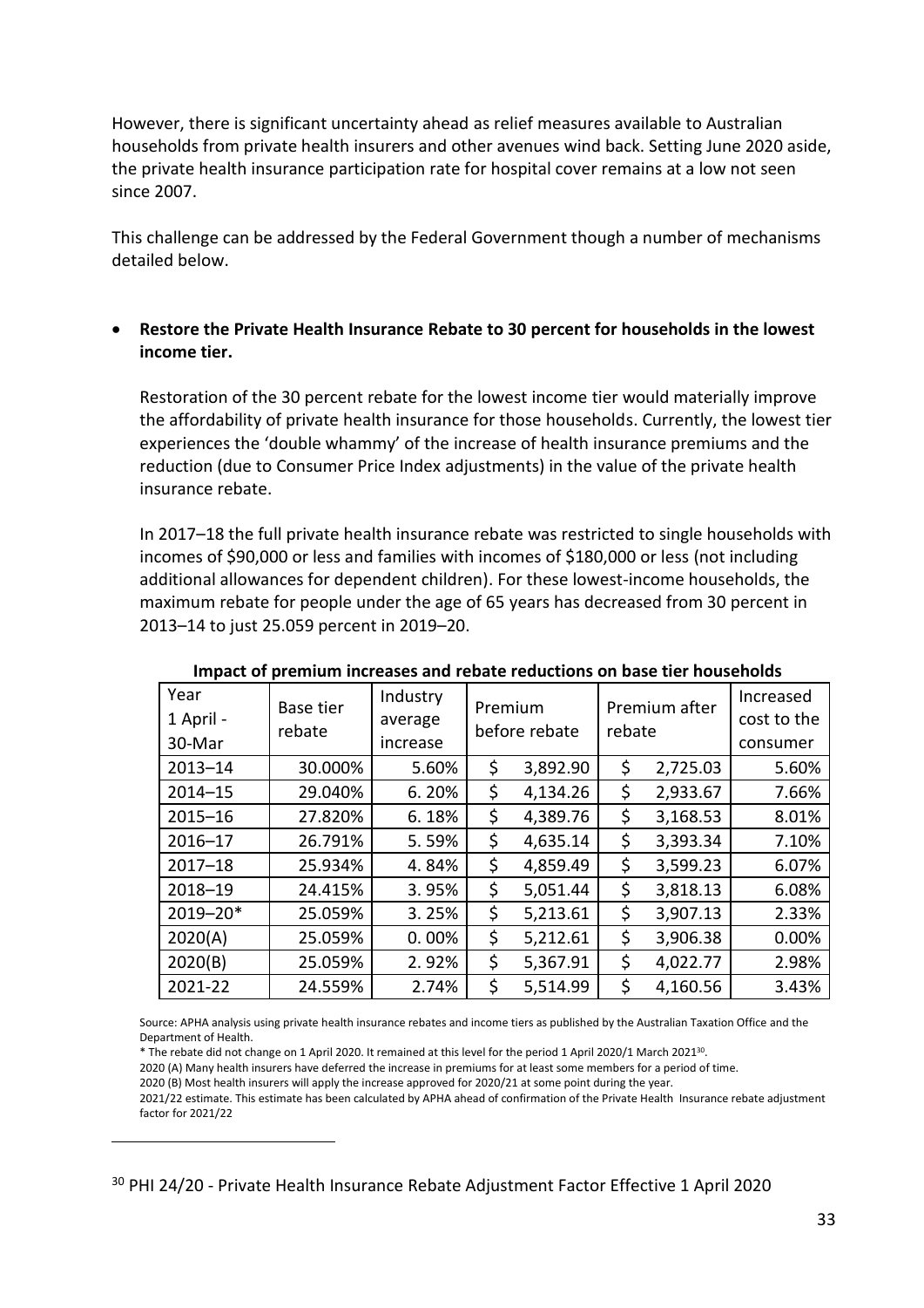However, there is significant uncertainty ahead as relief measures available to Australian households from private health insurers and other avenues wind back. Setting June 2020 aside, the private health insurance participation rate for hospital cover remains at a low not seen since 2007.

This challenge can be addressed by the Federal Government though a number of mechanisms detailed below.

- **Restore the Private Health Insurance Rebate to 30 percent for households in the lowest income tier.**

  Restoration of the 30 percent rebate for the lowest income tier would materially improve the affordability of private health insurance for those households. Currently, the lowest tier experiences the 'double whammy' of the increase of health insurance premiums and the reduction (due to Consumer Price Index adjustments) in the value of the private health insurance rebate.

  In 2017–18 the full private health insurance rebate was restricted to single households with incomes of $90,000 or less and families with incomes of $180,000 or less (not including additional allowances for dependent children). For these lowest-income households, the maximum rebate for people under the age of 65 years has decreased from 30 percent in 2013–14 to just 25.059 percent in 2019–20.

**Impact of premium increases and rebate reductions on base tier households**

| Year 1 April - 30-Mar | Base tier rebate | Industry average increase | Premium before rebate | Premium after rebate | Increased cost to the consumer |
|---|---|---|---|---|---|
| 2013–14 | 30.000% | 5.60% | $ 3,892.90 | $ 2,725.03 | 5.60% |
| 2014–15 | 29.040% | 6.20% | $ 4,134.26 | $ 2,933.67 | 7.66% |
| 2015–16 | 27.820% | 6.18% | $ 4,389.76 | $ 3,168.53 | 8.01% |
| 2016–17 | 26.791% | 5.59% | $ 4,635.14 | $ 3,393.34 | 7.10% |
| 2017–18 | 25.934% | 4.84% | $ 4,859.49 | $ 3,599.23 | 6.07% |
| 2018–19 | 24.415% | 3.95% | $ 5,051.44 | $ 3,818.13 | 6.08% |
| 2019–20* | 25.059% | 3.25% | $ 5,213.61 | $ 3,907.13 | 2.33% |
| 2020(A) | 25.059% | 0.00% | $ 5,212.61 | $ 3,906.38 | 0.00% |
| 2020(B) | 25.059% | 2.92% | $ 5,367.91 | $ 4,022.77 | 2.98% |
| 2021-22 | 24.559% | 2.74% | $ 5,514.99 | $ 4,160.56 | 3.43% |

Source: APHA analysis using private health insurance rebates and income tiers as published by the Australian Taxation Office and the Department of Health.

* The rebate did not change on 1 April 2020. It remained at this level for the period 1 April 2020/1 March 2021[30].

2020 (A) Many health insurers have deferred the increase in premiums for at least some members for a period of time.

2020 (B) Most health insurers will apply the increase approved for 2020/21 at some point during the year.

2021/22 estimate. This estimate has been calculated by APHA ahead of confirmation of the Private Health Insurance rebate adjustment factor for 2021/22

[30] PHI 24/20 - Private Health Insurance Rebate Adjustment Factor Effective 1 April 2020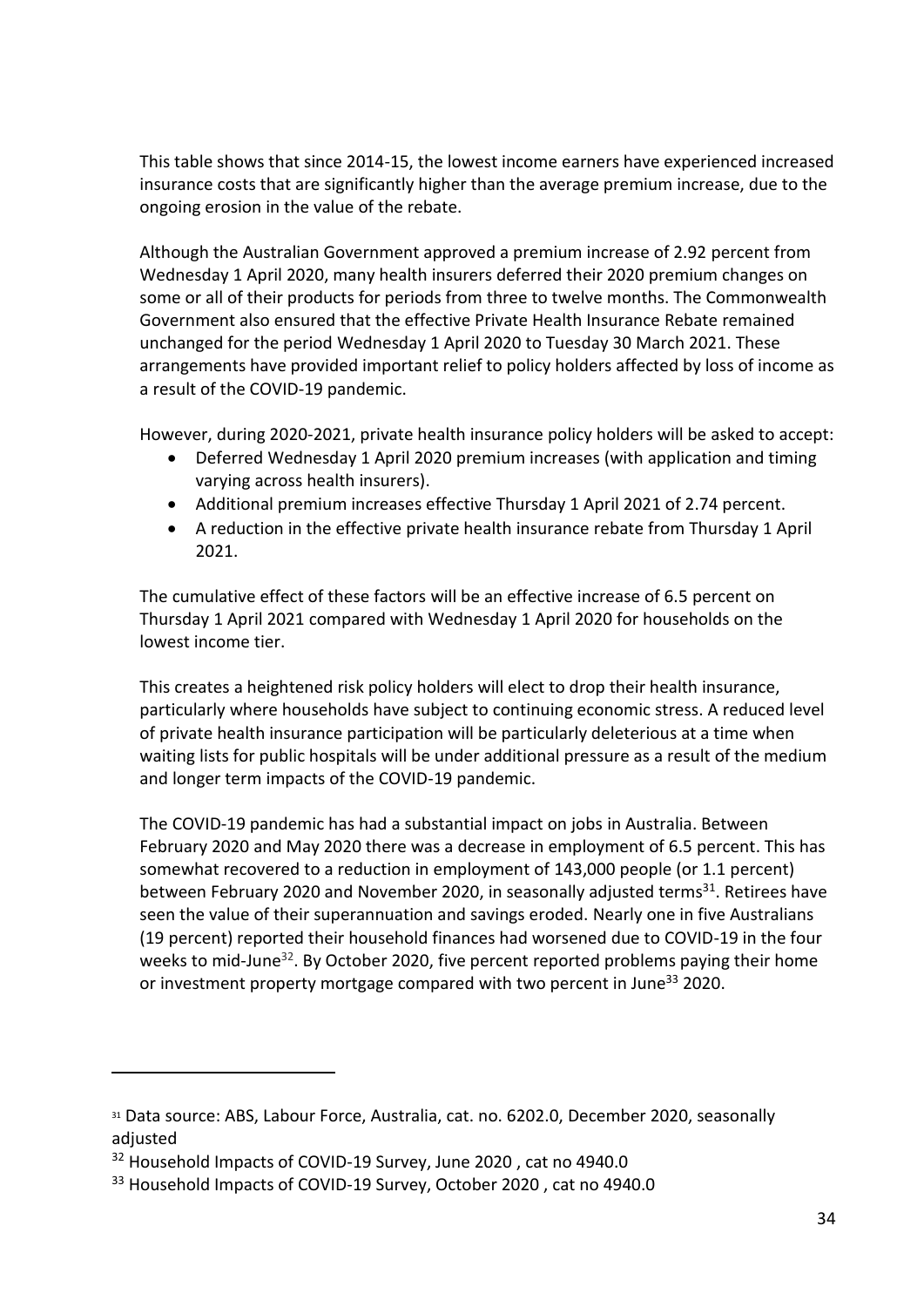This table shows that since 2014-15, the lowest income earners have experienced increased insurance costs that are significantly higher than the average premium increase, due to the ongoing erosion in the value of the rebate.

Although the Australian Government approved a premium increase of 2.92 percent from Wednesday 1 April 2020, many health insurers deferred their 2020 premium changes on some or all of their products for periods from three to twelve months. The Commonwealth Government also ensured that the effective Private Health Insurance Rebate remained unchanged for the period Wednesday 1 April 2020 to Tuesday 30 March 2021. These arrangements have provided important relief to policy holders affected by loss of income as a result of the COVID-19 pandemic.

However, during 2020-2021, private health insurance policy holders will be asked to accept:

- Deferred Wednesday 1 April 2020 premium increases (with application and timing varying across health insurers).
- Additional premium increases effective Thursday 1 April 2021 of 2.74 percent.
- A reduction in the effective private health insurance rebate from Thursday 1 April 2021.

The cumulative effect of these factors will be an effective increase of 6.5 percent on Thursday 1 April 2021 compared with Wednesday 1 April 2020 for households on the lowest income tier.

This creates a heightened risk policy holders will elect to drop their health insurance, particularly where households have subject to continuing economic stress. A reduced level of private health insurance participation will be particularly deleterious at a time when waiting lists for public hospitals will be under additional pressure as a result of the medium and longer term impacts of the COVID-19 pandemic.

The COVID-19 pandemic has had a substantial impact on jobs in Australia. Between February 2020 and May 2020 there was a decrease in employment of 6.5 percent. This has somewhat recovered to a reduction in employment of 143,000 people (or 1.1 percent) between February 2020 and November 2020, in seasonally adjusted terms[31]. Retirees have seen the value of their superannuation and savings eroded. Nearly one in five Australians (19 percent) reported their household finances had worsened due to COVID-19 in the four weeks to mid-June[32]. By October 2020, five percent reported problems paying their home or investment property mortgage compared with two percent in June[33] 2020.

---

[31] Data source: ABS, Labour Force, Australia, cat. no. 6202.0, December 2020, seasonally adjusted

[32] Household Impacts of COVID-19 Survey, June 2020 , cat no 4940.0

[33] Household Impacts of COVID-19 Survey, October 2020 , cat no 4940.0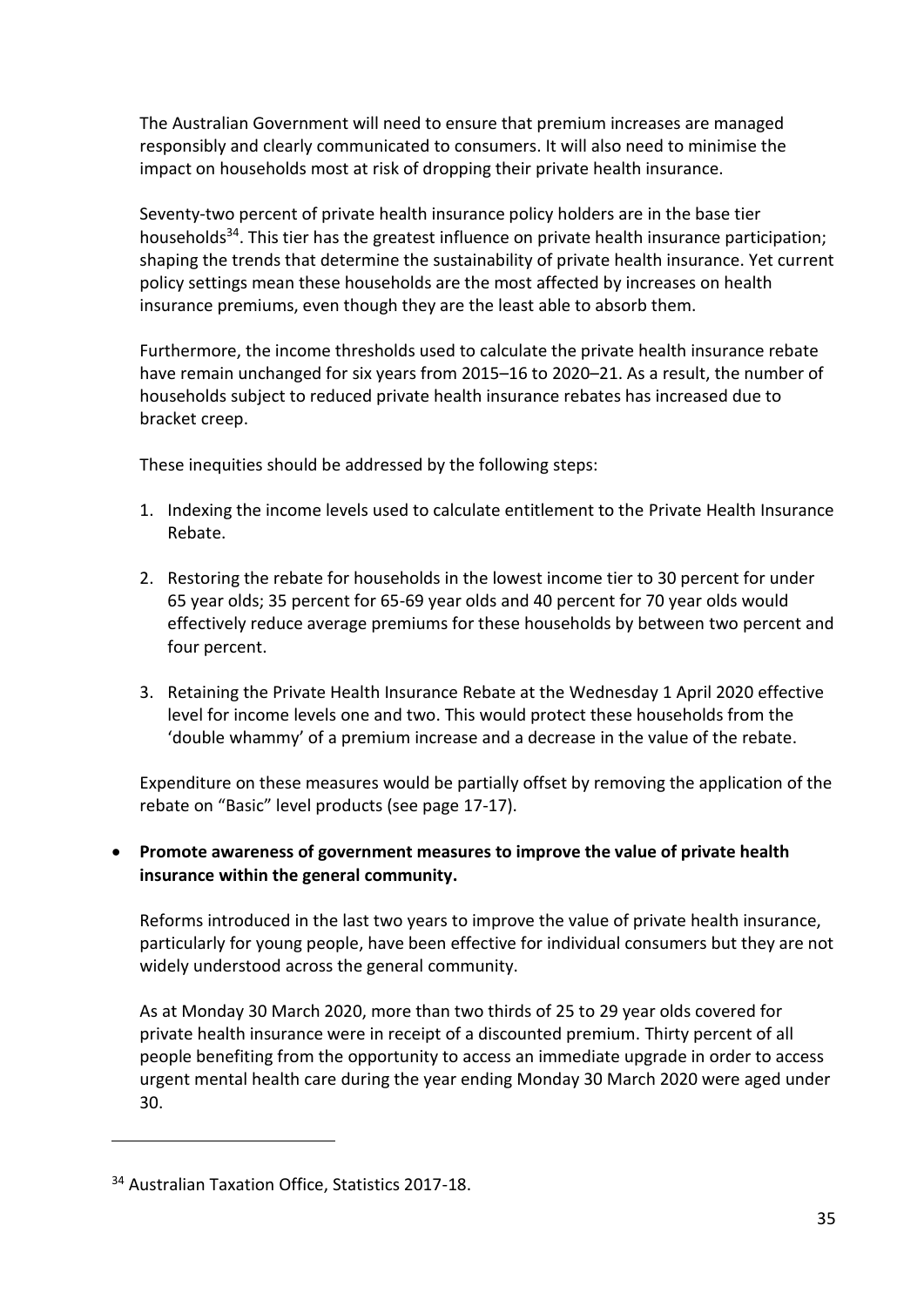The Australian Government will need to ensure that premium increases are managed responsibly and clearly communicated to consumers. It will also need to minimise the impact on households most at risk of dropping their private health insurance.

Seventy-two percent of private health insurance policy holders are in the base tier households[34]. This tier has the greatest influence on private health insurance participation; shaping the trends that determine the sustainability of private health insurance. Yet current policy settings mean these households are the most affected by increases on health insurance premiums, even though they are the least able to absorb them.

Furthermore, the income thresholds used to calculate the private health insurance rebate have remain unchanged for six years from 2015–16 to 2020–21. As a result, the number of households subject to reduced private health insurance rebates has increased due to bracket creep.

These inequities should be addressed by the following steps:

1. Indexing the income levels used to calculate entitlement to the Private Health Insurance Rebate.
2. Restoring the rebate for households in the lowest income tier to 30 percent for under 65 year olds; 35 percent for 65-69 year olds and 40 percent for 70 year olds would effectively reduce average premiums for these households by between two percent and four percent.
3. Retaining the Private Health Insurance Rebate at the Wednesday 1 April 2020 effective level for income levels one and two. This would protect these households from the 'double whammy' of a premium increase and a decrease in the value of the rebate.

Expenditure on these measures would be partially offset by removing the application of the rebate on "Basic" level products (see page 17-17).

- **Promote awareness of government measures to improve the value of private health insurance within the general community.**

  Reforms introduced in the last two years to improve the value of private health insurance, particularly for young people, have been effective for individual consumers but they are not widely understood across the general community.

  As at Monday 30 March 2020, more than two thirds of 25 to 29 year olds covered for private health insurance were in receipt of a discounted premium. Thirty percent of all people benefiting from the opportunity to access an immediate upgrade in order to access urgent mental health care during the year ending Monday 30 March 2020 were aged under 30.

---

[34] Australian Taxation Office, Statistics 2017-18.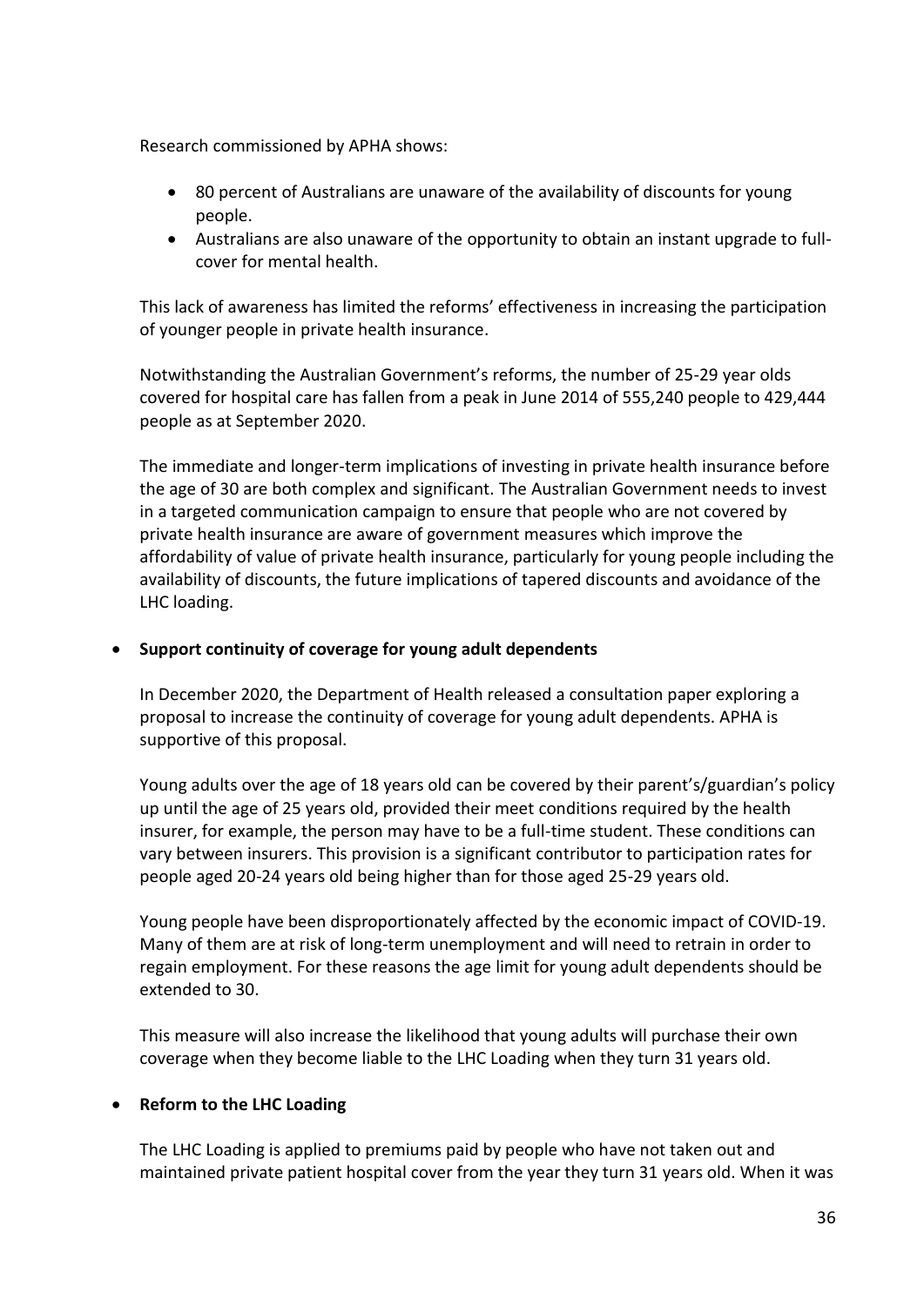Research commissioned by APHA shows:

- 80 percent of Australians are unaware of the availability of discounts for young people.
- Australians are also unaware of the opportunity to obtain an instant upgrade to full-cover for mental health.

This lack of awareness has limited the reforms' effectiveness in increasing the participation of younger people in private health insurance.

Notwithstanding the Australian Government's reforms, the number of 25-29 year olds covered for hospital care has fallen from a peak in June 2014 of 555,240 people to 429,444 people as at September 2020.

The immediate and longer-term implications of investing in private health insurance before the age of 30 are both complex and significant. The Australian Government needs to invest in a targeted communication campaign to ensure that people who are not covered by private health insurance are aware of government measures which improve the affordability of value of private health insurance, particularly for young people including the availability of discounts, the future implications of tapered discounts and avoidance of the LHC loading.

- **Support continuity of coverage for young adult dependents**

  In December 2020, the Department of Health released a consultation paper exploring a proposal to increase the continuity of coverage for young adult dependents. APHA is supportive of this proposal.

  Young adults over the age of 18 years old can be covered by their parent's/guardian's policy up until the age of 25 years old, provided their meet conditions required by the health insurer, for example, the person may have to be a full-time student. These conditions can vary between insurers. This provision is a significant contributor to participation rates for people aged 20-24 years old being higher than for those aged 25-29 years old.

  Young people have been disproportionately affected by the economic impact of COVID-19. Many of them are at risk of long-term unemployment and will need to retrain in order to regain employment. For these reasons the age limit for young adult dependents should be extended to 30.

  This measure will also increase the likelihood that young adults will purchase their own coverage when they become liable to the LHC Loading when they turn 31 years old.

- **Reform to the LHC Loading**

  The LHC Loading is applied to premiums paid by people who have not taken out and maintained private patient hospital cover from the year they turn 31 years old. When it was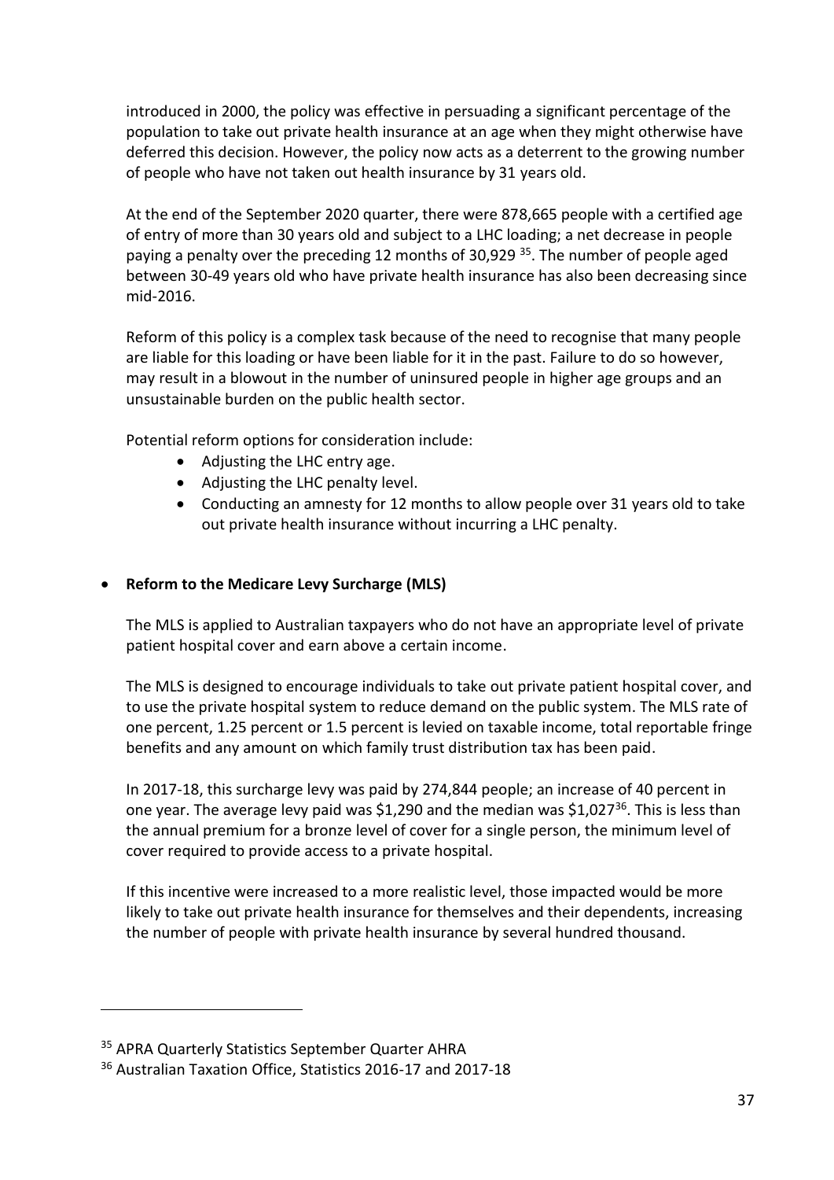introduced in 2000, the policy was effective in persuading a significant percentage of the population to take out private health insurance at an age when they might otherwise have deferred this decision. However, the policy now acts as a deterrent to the growing number of people who have not taken out health insurance by 31 years old.

At the end of the September 2020 quarter, there were 878,665 people with a certified age of entry of more than 30 years old and subject to a LHC loading; a net decrease in people paying a penalty over the preceding 12 months of 30,929 [35]. The number of people aged between 30-49 years old who have private health insurance has also been decreasing since mid-2016.

Reform of this policy is a complex task because of the need to recognise that many people are liable for this loading or have been liable for it in the past. Failure to do so however, may result in a blowout in the number of uninsured people in higher age groups and an unsustainable burden on the public health sector.

Potential reform options for consideration include:

- Adjusting the LHC entry age.
- Adjusting the LHC penalty level.
- Conducting an amnesty for 12 months to allow people over 31 years old to take out private health insurance without incurring a LHC penalty.

- **Reform to the Medicare Levy Surcharge (MLS)**

  The MLS is applied to Australian taxpayers who do not have an appropriate level of private patient hospital cover and earn above a certain income.

  The MLS is designed to encourage individuals to take out private patient hospital cover, and to use the private hospital system to reduce demand on the public system. The MLS rate of one percent, 1.25 percent or 1.5 percent is levied on taxable income, total reportable fringe benefits and any amount on which family trust distribution tax has been paid.

  In 2017-18, this surcharge levy was paid by 274,844 people; an increase of 40 percent in one year. The average levy paid was $1,290 and the median was $1,027[36]. This is less than the annual premium for a bronze level of cover for a single person, the minimum level of cover required to provide access to a private hospital.

  If this incentive were increased to a more realistic level, those impacted would be more likely to take out private health insurance for themselves and their dependents, increasing the number of people with private health insurance by several hundred thousand.

---

[35] APRA Quarterly Statistics September Quarter AHRA

[36] Australian Taxation Office, Statistics 2016-17 and 2017-18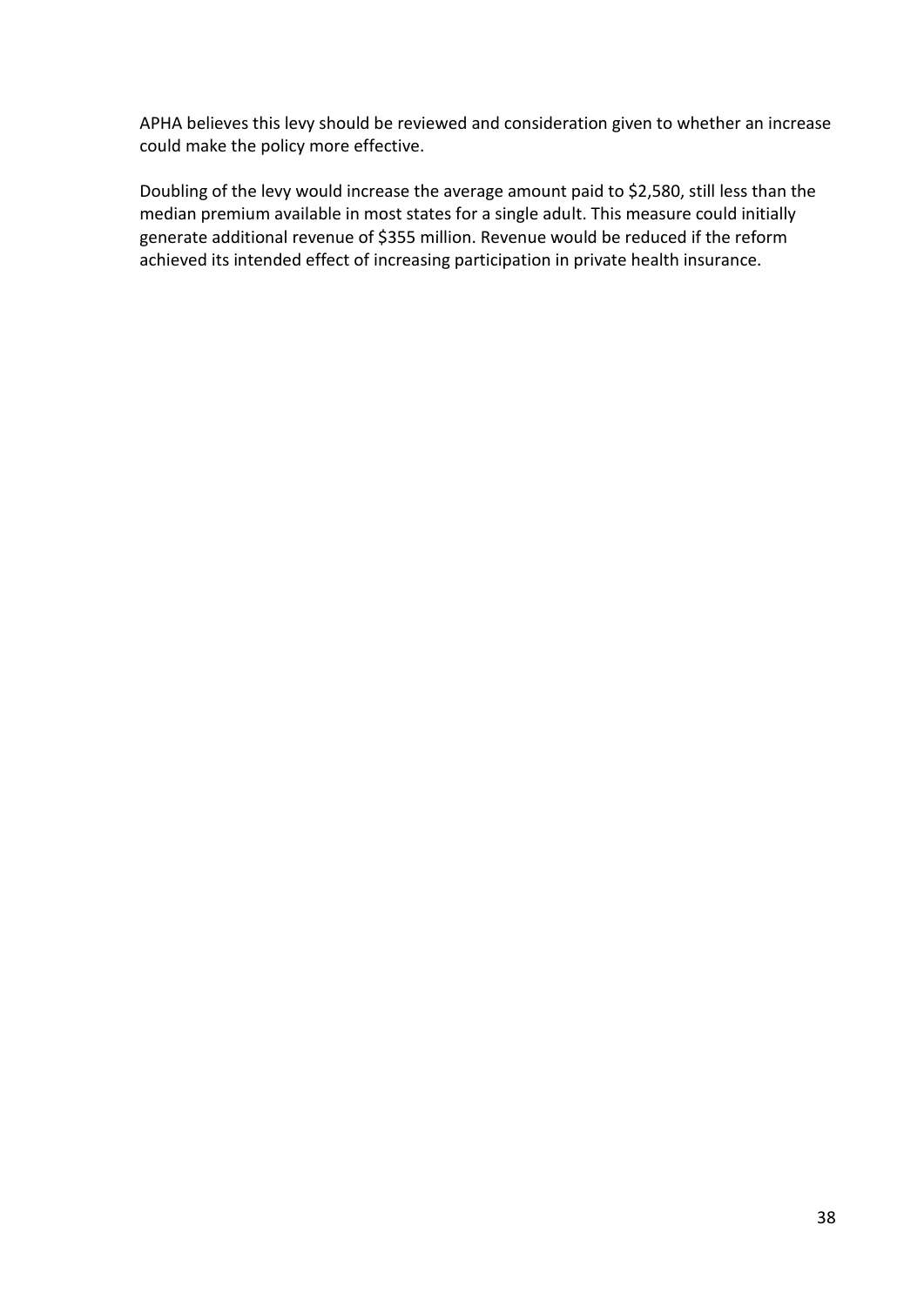APHA believes this levy should be reviewed and consideration given to whether an increase could make the policy more effective.

Doubling of the levy would increase the average amount paid to $2,580, still less than the median premium available in most states for a single adult. This measure could initially generate additional revenue of $355 million. Revenue would be reduced if the reform achieved its intended effect of increasing participation in private health insurance.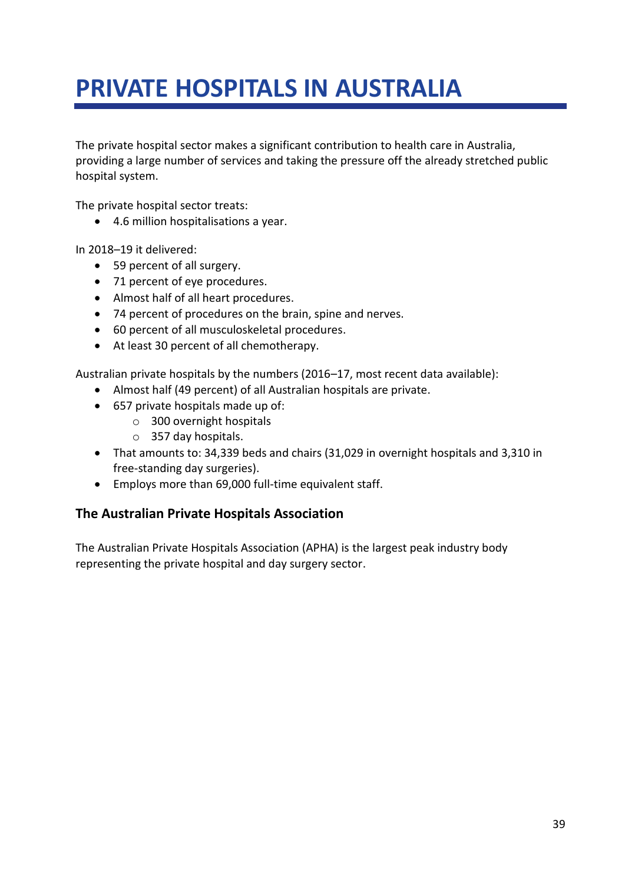# PRIVATE HOSPITALS IN AUSTRALIA

The private hospital sector makes a significant contribution to health care in Australia, providing a large number of services and taking the pressure off the already stretched public hospital system.

The private hospital sector treats:

- 4.6 million hospitalisations a year.

In 2018–19 it delivered:

- 59 percent of all surgery.
- 71 percent of eye procedures.
- Almost half of all heart procedures.
- 74 percent of procedures on the brain, spine and nerves.
- 60 percent of all musculoskeletal procedures.
- At least 30 percent of all chemotherapy.

Australian private hospitals by the numbers (2016–17, most recent data available):

- Almost half (49 percent) of all Australian hospitals are private.
- 657 private hospitals made up of:
    - 300 overnight hospitals
    - 357 day hospitals.
- That amounts to: 34,339 beds and chairs (31,029 in overnight hospitals and 3,310 in free-standing day surgeries).
- Employs more than 69,000 full-time equivalent staff.

## The Australian Private Hospitals Association

The Australian Private Hospitals Association (APHA) is the largest peak industry body representing the private hospital and day surgery sector.